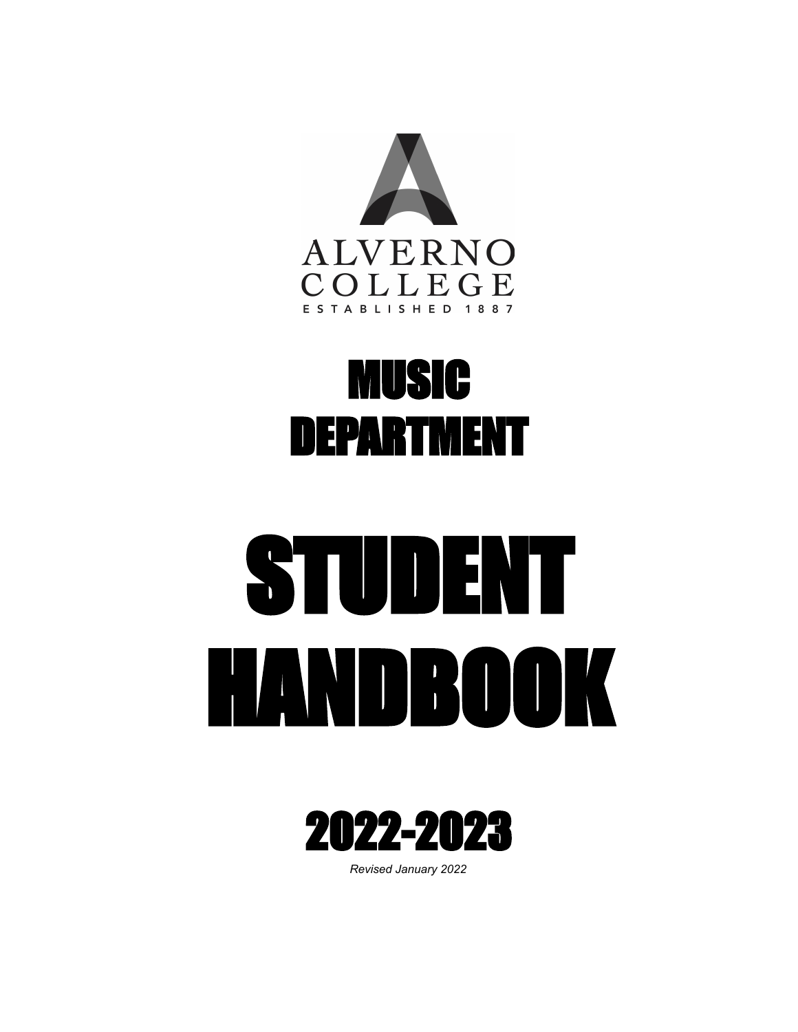ALVERNO
COLLEGE
ESTABLISHED 1887

# MUSIC DEPARTMENT

# STUDENT HANDBOOK

## 2022-2023

*Revised January 2022*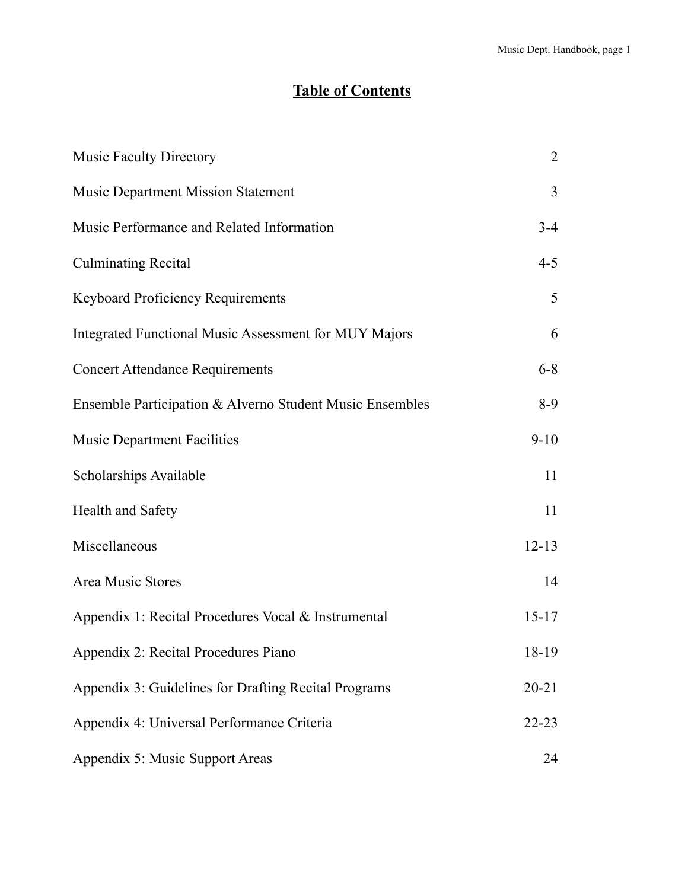# Table of Contents

| | |
|---|---|
| Music Faculty Directory | 2 |
| Music Department Mission Statement | 3 |
| Music Performance and Related Information | 3-4 |
| Culminating Recital | 4-5 |
| Keyboard Proficiency Requirements | 5 |
| Integrated Functional Music Assessment for MUY Majors | 6 |
| Concert Attendance Requirements | 6-8 |
| Ensemble Participation & Alverno Student Music Ensembles | 8-9 |
| Music Department Facilities | 9-10 |
| Scholarships Available | 11 |
| Health and Safety | 11 |
| Miscellaneous | 12-13 |
| Area Music Stores | 14 |
| Appendix 1: Recital Procedures Vocal & Instrumental | 15-17 |
| Appendix 2: Recital Procedures Piano | 18-19 |
| Appendix 3: Guidelines for Drafting Recital Programs | 20-21 |
| Appendix 4: Universal Performance Criteria | 22-23 |
| Appendix 5: Music Support Areas | 24 |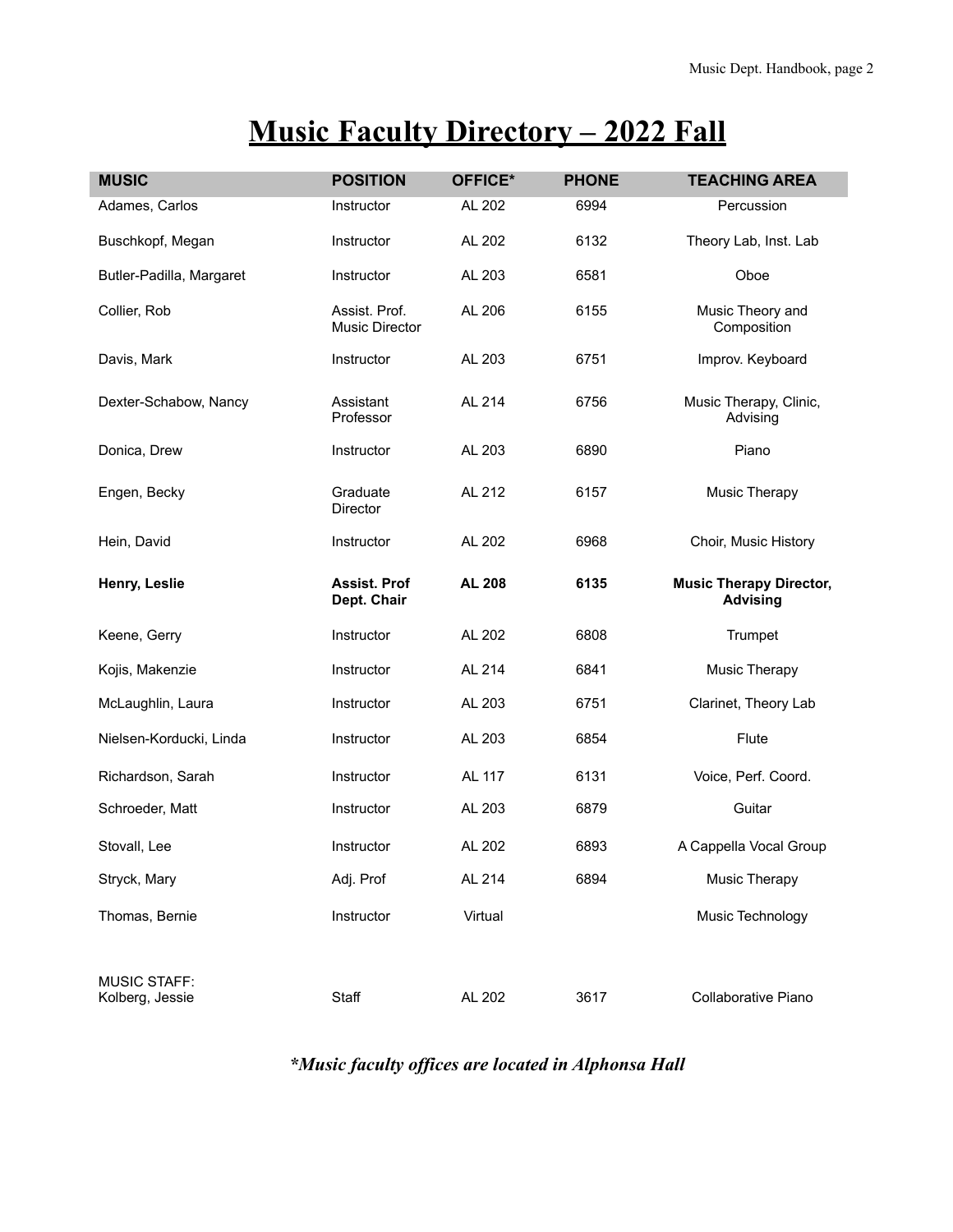# Music Faculty Directory – 2022 Fall

| MUSIC | POSITION | OFFICE* | PHONE | TEACHING AREA |
|---|---|---|---|---|
| Adames, Carlos | Instructor | AL 202 | 6994 | Percussion |
| Buschkopf, Megan | Instructor | AL 202 | 6132 | Theory Lab, Inst. Lab |
| Butler-Padilla, Margaret | Instructor | AL 203 | 6581 | Oboe |
| Collier, Rob | Assist. Prof. Music Director | AL 206 | 6155 | Music Theory and Composition |
| Davis, Mark | Instructor | AL 203 | 6751 | Improv. Keyboard |
| Dexter-Schabow, Nancy | Assistant Professor | AL 214 | 6756 | Music Therapy, Clinic, Advising |
| Donica, Drew | Instructor | AL 203 | 6890 | Piano |
| Engen, Becky | Graduate Director | AL 212 | 6157 | Music Therapy |
| Hein, David | Instructor | AL 202 | 6968 | Choir, Music History |
| **Henry, Leslie** | **Assist. Prof Dept. Chair** | **AL 208** | **6135** | **Music Therapy Director, Advising** |
| Keene, Gerry | Instructor | AL 202 | 6808 | Trumpet |
| Kojis, Makenzie | Instructor | AL 214 | 6841 | Music Therapy |
| McLaughlin, Laura | Instructor | AL 203 | 6751 | Clarinet, Theory Lab |
| Nielsen-Korducki, Linda | Instructor | AL 203 | 6854 | Flute |
| Richardson, Sarah | Instructor | AL 117 | 6131 | Voice, Perf. Coord. |
| Schroeder, Matt | Instructor | AL 203 | 6879 | Guitar |
| Stovall, Lee | Instructor | AL 202 | 6893 | A Cappella Vocal Group |
| Stryck, Mary | Adj. Prof | AL 214 | 6894 | Music Therapy |
| Thomas, Bernie | Instructor | Virtual | | Music Technology |
| MUSIC STAFF: Kolberg, Jessie | Staff | AL 202 | 3617 | Collaborative Piano |

***Music faculty offices are located in Alphonsa Hall***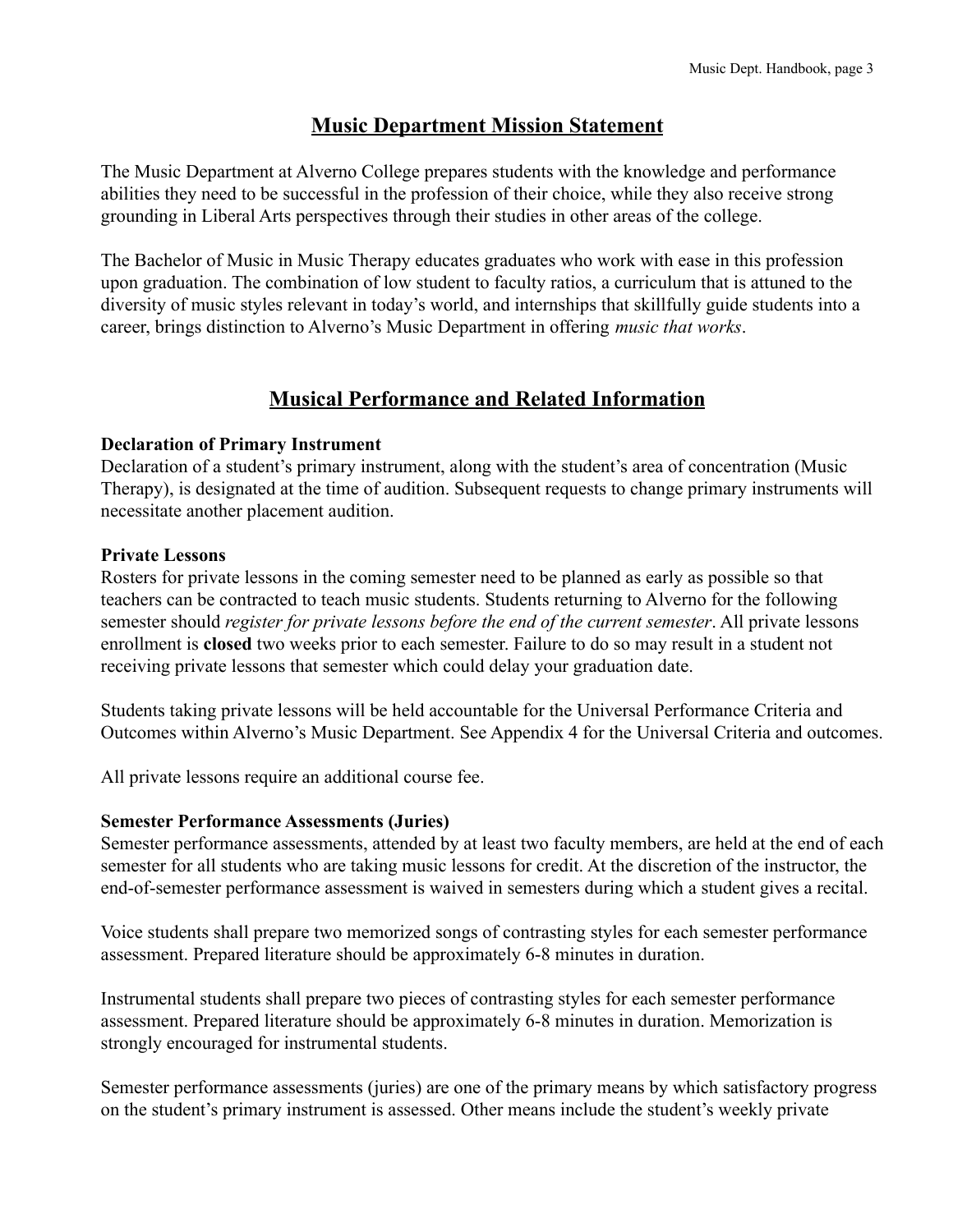## Music Department Mission Statement

The Music Department at Alverno College prepares students with the knowledge and performance abilities they need to be successful in the profession of their choice, while they also receive strong grounding in Liberal Arts perspectives through their studies in other areas of the college.

The Bachelor of Music in Music Therapy educates graduates who work with ease in this profession upon graduation. The combination of low student to faculty ratios, a curriculum that is attuned to the diversity of music styles relevant in today's world, and internships that skillfully guide students into a career, brings distinction to Alverno's Music Department in offering *music that works*.

## Musical Performance and Related Information

**Declaration of Primary Instrument**

Declaration of a student's primary instrument, along with the student's area of concentration (Music Therapy), is designated at the time of audition. Subsequent requests to change primary instruments will necessitate another placement audition.

**Private Lessons**

Rosters for private lessons in the coming semester need to be planned as early as possible so that teachers can be contracted to teach music students. Students returning to Alverno for the following semester should *register for private lessons before the end of the current semester*. All private lessons enrollment is **closed** two weeks prior to each semester. Failure to do so may result in a student not receiving private lessons that semester which could delay your graduation date.

Students taking private lessons will be held accountable for the Universal Performance Criteria and Outcomes within Alverno's Music Department. See Appendix 4 for the Universal Criteria and outcomes.

All private lessons require an additional course fee.

**Semester Performance Assessments (Juries)**

Semester performance assessments, attended by at least two faculty members, are held at the end of each semester for all students who are taking music lessons for credit. At the discretion of the instructor, the end-of-semester performance assessment is waived in semesters during which a student gives a recital.

Voice students shall prepare two memorized songs of contrasting styles for each semester performance assessment. Prepared literature should be approximately 6-8 minutes in duration.

Instrumental students shall prepare two pieces of contrasting styles for each semester performance assessment. Prepared literature should be approximately 6-8 minutes in duration. Memorization is strongly encouraged for instrumental students.

Semester performance assessments (juries) are one of the primary means by which satisfactory progress on the student's primary instrument is assessed. Other means include the student's weekly private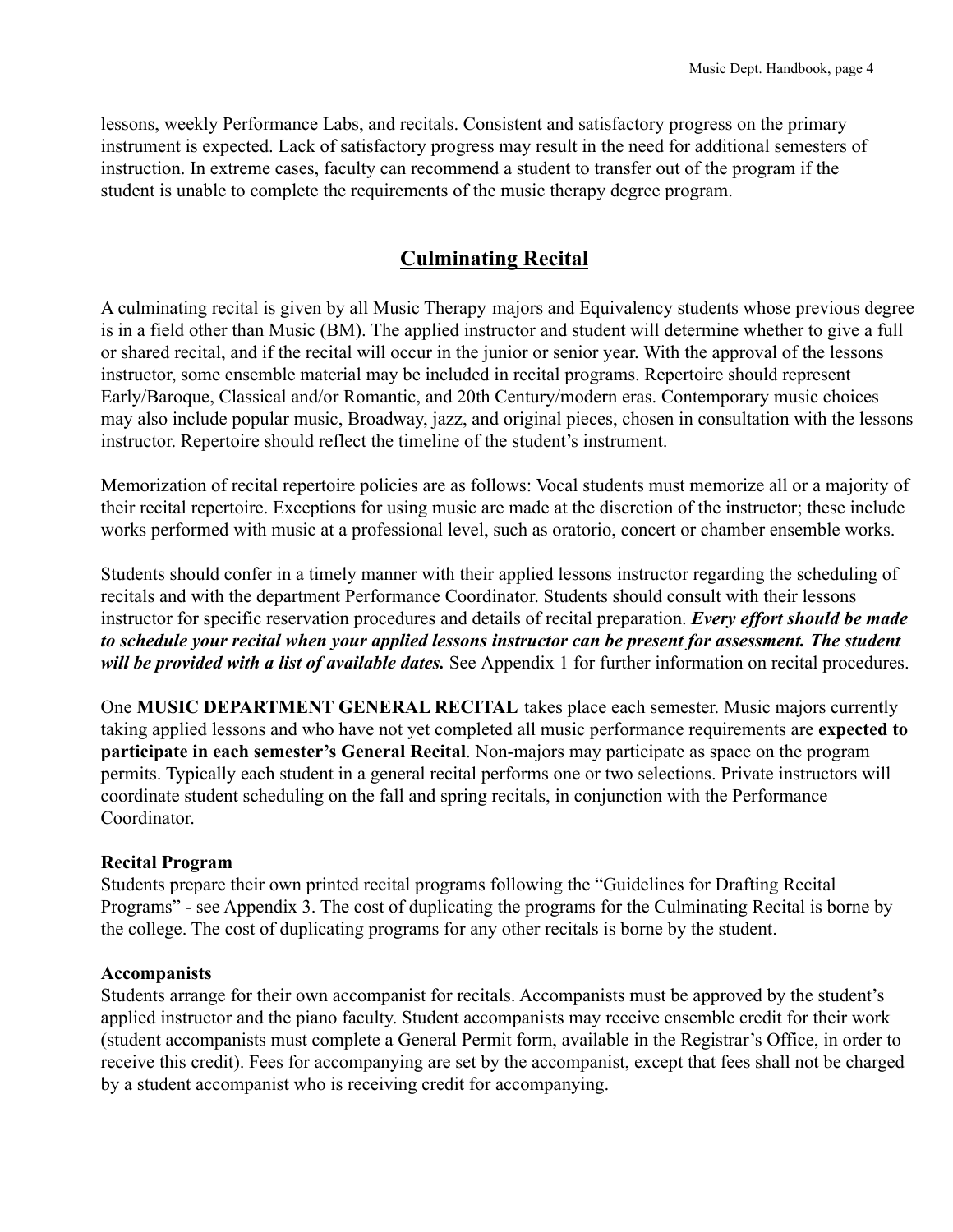lessons, weekly Performance Labs, and recitals. Consistent and satisfactory progress on the primary instrument is expected. Lack of satisfactory progress may result in the need for additional semesters of instruction. In extreme cases, faculty can recommend a student to transfer out of the program if the student is unable to complete the requirements of the music therapy degree program.

## Culminating Recital

A culminating recital is given by all Music Therapy majors and Equivalency students whose previous degree is in a field other than Music (BM). The applied instructor and student will determine whether to give a full or shared recital, and if the recital will occur in the junior or senior year. With the approval of the lessons instructor, some ensemble material may be included in recital programs. Repertoire should represent Early/Baroque, Classical and/or Romantic, and 20th Century/modern eras. Contemporary music choices may also include popular music, Broadway, jazz, and original pieces, chosen in consultation with the lessons instructor. Repertoire should reflect the timeline of the student's instrument.

Memorization of recital repertoire policies are as follows: Vocal students must memorize all or a majority of their recital repertoire. Exceptions for using music are made at the discretion of the instructor; these include works performed with music at a professional level, such as oratorio, concert or chamber ensemble works.

Students should confer in a timely manner with their applied lessons instructor regarding the scheduling of recitals and with the department Performance Coordinator. Students should consult with their lessons instructor for specific reservation procedures and details of recital preparation. ***Every effort should be made to schedule your recital when your applied lessons instructor can be present for assessment. The student will be provided with a list of available dates.*** See Appendix 1 for further information on recital procedures.

One **MUSIC DEPARTMENT GENERAL RECITAL** takes place each semester. Music majors currently taking applied lessons and who have not yet completed all music performance requirements are **expected to participate in each semester's General Recital**. Non-majors may participate as space on the program permits. Typically each student in a general recital performs one or two selections. Private instructors will coordinate student scheduling on the fall and spring recitals, in conjunction with the Performance Coordinator.

### Recital Program

Students prepare their own printed recital programs following the "Guidelines for Drafting Recital Programs" - see Appendix 3. The cost of duplicating the programs for the Culminating Recital is borne by the college. The cost of duplicating programs for any other recitals is borne by the student.

### Accompanists

Students arrange for their own accompanist for recitals. Accompanists must be approved by the student's applied instructor and the piano faculty. Student accompanists may receive ensemble credit for their work (student accompanists must complete a General Permit form, available in the Registrar's Office, in order to receive this credit). Fees for accompanying are set by the accompanist, except that fees shall not be charged by a student accompanist who is receiving credit for accompanying.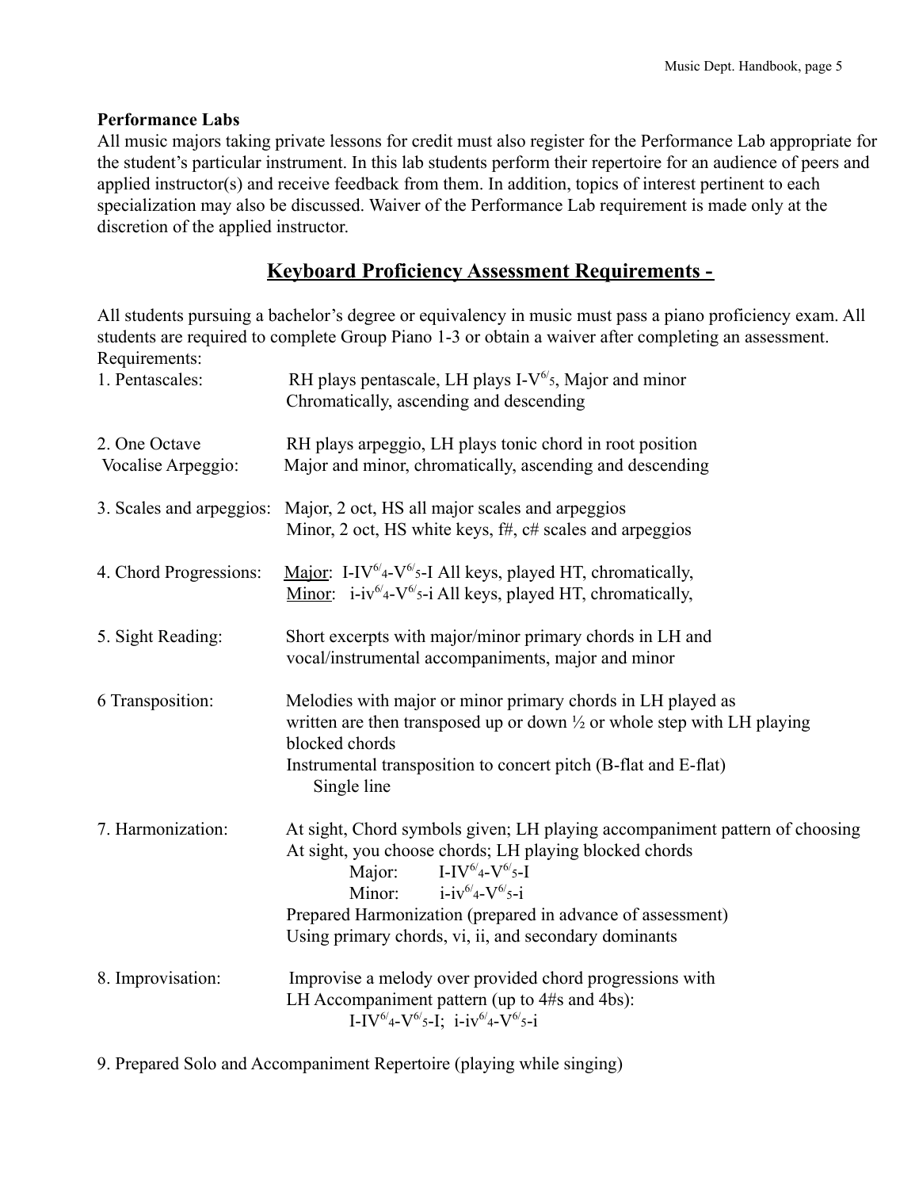**Performance Labs**

All music majors taking private lessons for credit must also register for the Performance Lab appropriate for the student's particular instrument. In this lab students perform their repertoire for an audience of peers and applied instructor(s) and receive feedback from them. In addition, topics of interest pertinent to each specialization may also be discussed. Waiver of the Performance Lab requirement is made only at the discretion of the applied instructor.

## Keyboard Proficiency Assessment Requirements -

All students pursuing a bachelor's degree or equivalency in music must pass a piano proficiency exam. All students are required to complete Group Piano 1-3 or obtain a waiver after completing an assessment.

Requirements:

1. Pentascales: RH plays pentascale, LH plays I-$V^{6/5}$, Major and minor
   Chromatically, ascending and descending

2. One Octave Vocalise Arpeggio: RH plays arpeggio, LH plays tonic chord in root position
   Major and minor, chromatically, ascending and descending

3. Scales and arpeggios: Major, 2 oct, HS all major scales and arpeggios
   Minor, 2 oct, HS white keys, f#, c# scales and arpeggios

4. Chord Progressions: Major: I-$IV^{6/4}$-$V^{6/5}$-I All keys, played HT, chromatically,
   Minor: i-$iv^{6/4}$-$V^{6/5}$-i All keys, played HT, chromatically,

5. Sight Reading: Short excerpts with major/minor primary chords in LH and vocal/instrumental accompaniments, major and minor

6 Transposition: Melodies with major or minor primary chords in LH played as written are then transposed up or down ½ or whole step with LH playing blocked chords
   Instrumental transposition to concert pitch (B-flat and E-flat)
   Single line

7. Harmonization: At sight, Chord symbols given; LH playing accompaniment pattern of choosing
   At sight, you choose chords; LH playing blocked chords
   Major: I-$IV^{6/4}$-$V^{6/5}$-I
   Minor: i-$iv^{6/4}$-$V^{6/5}$-i
   Prepared Harmonization (prepared in advance of assessment)
   Using primary chords, vi, ii, and secondary dominants

8. Improvisation: Improvise a melody over provided chord progressions with LH Accompaniment pattern (up to 4#s and 4bs):
   I-$IV^{6/4}$-$V^{6/5}$-I; i-$iv^{6/4}$-$V^{6/5}$-i

9. Prepared Solo and Accompaniment Repertoire (playing while singing)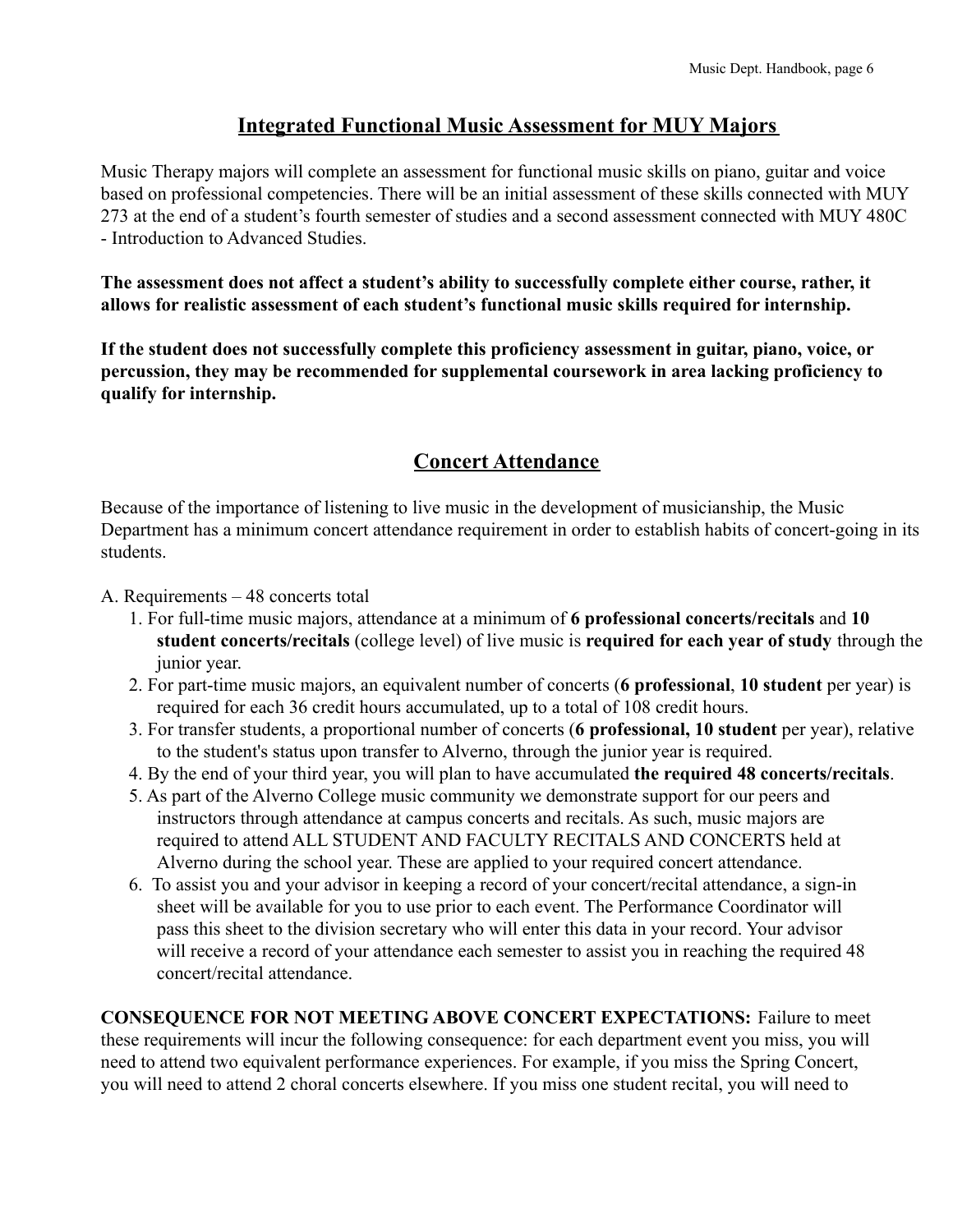## Integrated Functional Music Assessment for MUY Majors

Music Therapy majors will complete an assessment for functional music skills on piano, guitar and voice based on professional competencies. There will be an initial assessment of these skills connected with MUY 273 at the end of a student's fourth semester of studies and a second assessment connected with MUY 480C - Introduction to Advanced Studies.

**The assessment does not affect a student's ability to successfully complete either course, rather, it allows for realistic assessment of each student's functional music skills required for internship.**

**If the student does not successfully complete this proficiency assessment in guitar, piano, voice, or percussion, they may be recommended for supplemental coursework in area lacking proficiency to qualify for internship.**

## Concert Attendance

Because of the importance of listening to live music in the development of musicianship, the Music Department has a minimum concert attendance requirement in order to establish habits of concert-going in its students.

A. Requirements – 48 concerts total

1. For full-time music majors, attendance at a minimum of **6 professional concerts/recitals** and **10 student concerts/recitals** (college level) of live music is **required for each year of study** through the junior year.
2. For part-time music majors, an equivalent number of concerts (**6 professional**, **10 student** per year) is required for each 36 credit hours accumulated, up to a total of 108 credit hours.
3. For transfer students, a proportional number of concerts (**6 professional, 10 student** per year), relative to the student's status upon transfer to Alverno, through the junior year is required.
4. By the end of your third year, you will plan to have accumulated **the required 48 concerts/recitals**.
5. As part of the Alverno College music community we demonstrate support for our peers and instructors through attendance at campus concerts and recitals. As such, music majors are required to attend ALL STUDENT AND FACULTY RECITALS AND CONCERTS held at Alverno during the school year. These are applied to your required concert attendance.
6. To assist you and your advisor in keeping a record of your concert/recital attendance, a sign-in sheet will be available for you to use prior to each event. The Performance Coordinator will pass this sheet to the division secretary who will enter this data in your record. Your advisor will receive a record of your attendance each semester to assist you in reaching the required 48 concert/recital attendance.

**CONSEQUENCE FOR NOT MEETING ABOVE CONCERT EXPECTATIONS:** Failure to meet these requirements will incur the following consequence: for each department event you miss, you will need to attend two equivalent performance experiences. For example, if you miss the Spring Concert, you will need to attend 2 choral concerts elsewhere. If you miss one student recital, you will need to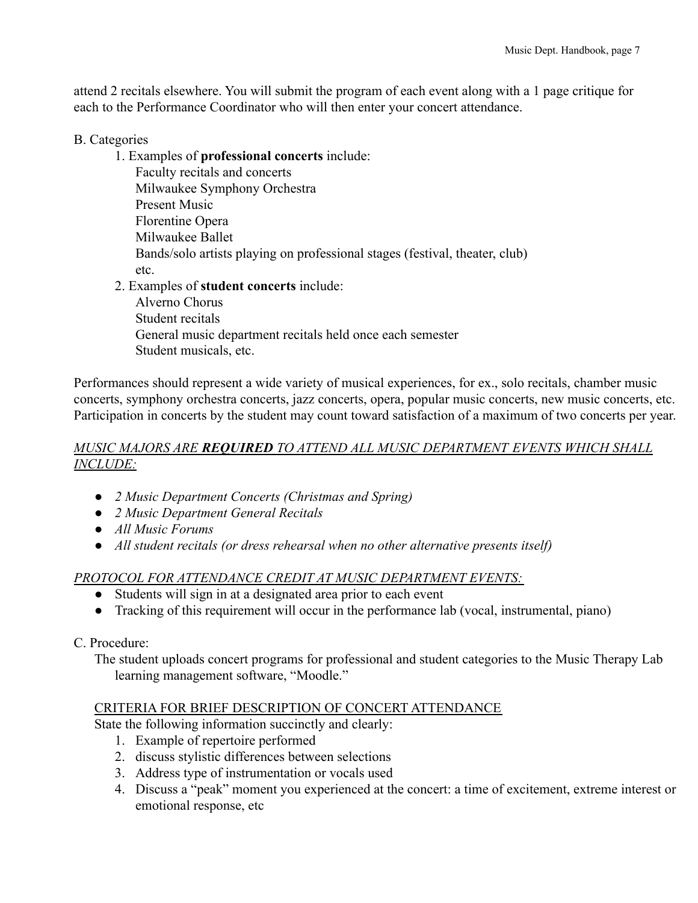attend 2 recitals elsewhere. You will submit the program of each event along with a 1 page critique for each to the Performance Coordinator who will then enter your concert attendance.

B. Categories

1. Examples of **professional concerts** include:
   - Faculty recitals and concerts
   - Milwaukee Symphony Orchestra
   - Present Music
   - Florentine Opera
   - Milwaukee Ballet
   - Bands/solo artists playing on professional stages (festival, theater, club)
   - etc.
2. Examples of **student concerts** include:
   - Alverno Chorus
   - Student recitals
   - General music department recitals held once each semester
   - Student musicals, etc.

Performances should represent a wide variety of musical experiences, for ex., solo recitals, chamber music concerts, symphony orchestra concerts, jazz concerts, opera, popular music concerts, new music concerts, etc. Participation in concerts by the student may count toward satisfaction of a maximum of two concerts per year.

<u>*MUSIC MAJORS ARE **REQUIRED** TO ATTEND ALL MUSIC DEPARTMENT EVENTS WHICH SHALL INCLUDE:*</u>

- *2 Music Department Concerts (Christmas and Spring)*
- *2 Music Department General Recitals*
- *All Music Forums*
- *All student recitals (or dress rehearsal when no other alternative presents itself)*

<u>*PROTOCOL FOR ATTENDANCE CREDIT AT MUSIC DEPARTMENT EVENTS:*</u>

- Students will sign in at a designated area prior to each event
- Tracking of this requirement will occur in the performance lab (vocal, instrumental, piano)

C. Procedure:

The student uploads concert programs for professional and student categories to the Music Therapy Lab learning management software, "Moodle."

<u>CRITERIA FOR BRIEF DESCRIPTION OF CONCERT ATTENDANCE</u>

State the following information succinctly and clearly:

1. Example of repertoire performed
2. discuss stylistic differences between selections
3. Address type of instrumentation or vocals used
4. Discuss a "peak" moment you experienced at the concert: a time of excitement, extreme interest or emotional response, etc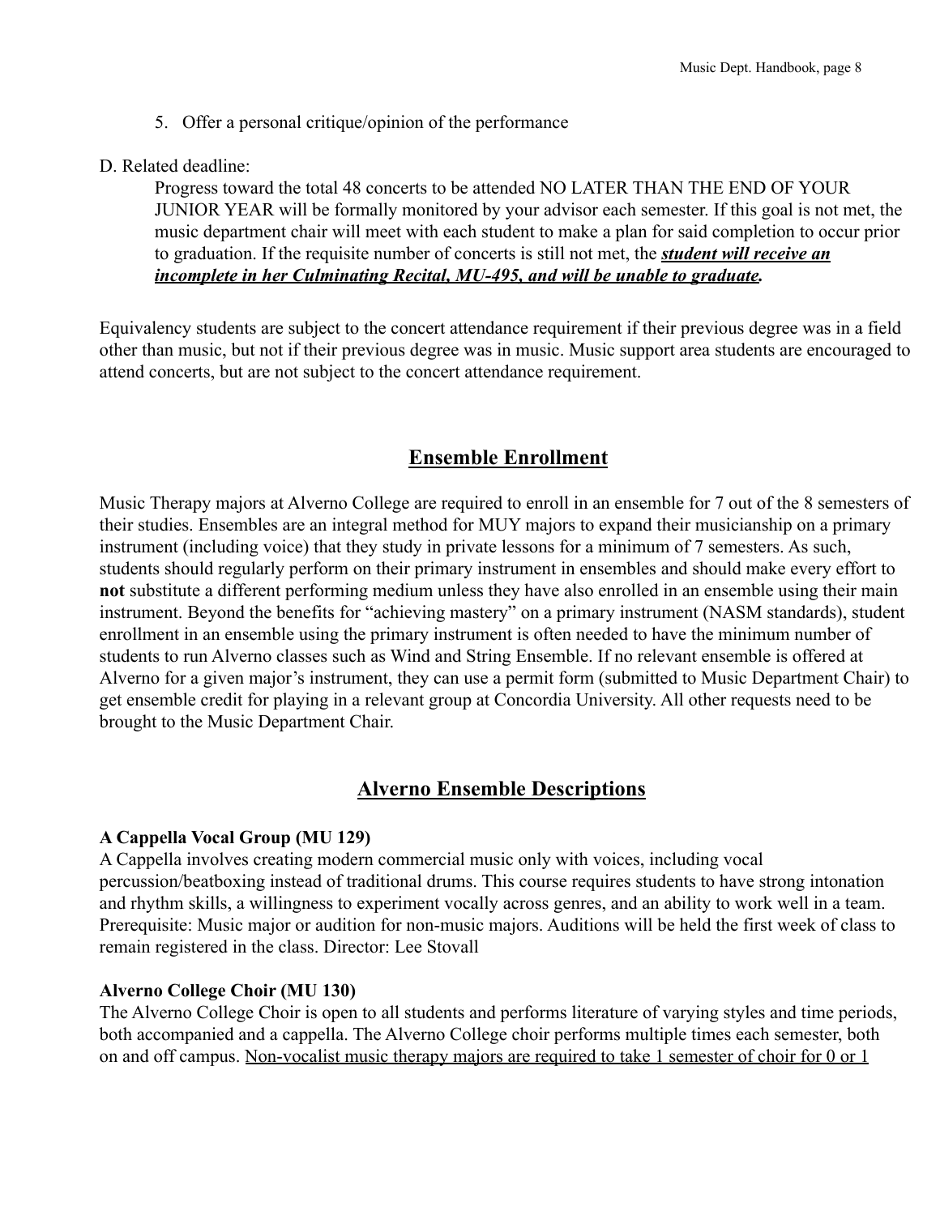5. Offer a personal critique/opinion of the performance

D. Related deadline:

Progress toward the total 48 concerts to be attended NO LATER THAN THE END OF YOUR JUNIOR YEAR will be formally monitored by your advisor each semester. If this goal is not met, the music department chair will meet with each student to make a plan for said completion to occur prior to graduation. If the requisite number of concerts is still not met, the ***student will receive an incomplete in her Culminating Recital, MU-495, and will be unable to graduate.***

Equivalency students are subject to the concert attendance requirement if their previous degree was in a field other than music, but not if their previous degree was in music. Music support area students are encouraged to attend concerts, but are not subject to the concert attendance requirement.

## Ensemble Enrollment

Music Therapy majors at Alverno College are required to enroll in an ensemble for 7 out of the 8 semesters of their studies. Ensembles are an integral method for MUY majors to expand their musicianship on a primary instrument (including voice) that they study in private lessons for a minimum of 7 semesters. As such, students should regularly perform on their primary instrument in ensembles and should make every effort to **not** substitute a different performing medium unless they have also enrolled in an ensemble using their main instrument. Beyond the benefits for "achieving mastery" on a primary instrument (NASM standards), student enrollment in an ensemble using the primary instrument is often needed to have the minimum number of students to run Alverno classes such as Wind and String Ensemble. If no relevant ensemble is offered at Alverno for a given major's instrument, they can use a permit form (submitted to Music Department Chair) to get ensemble credit for playing in a relevant group at Concordia University. All other requests need to be brought to the Music Department Chair.

## Alverno Ensemble Descriptions

**A Cappella Vocal Group (MU 129)**

A Cappella involves creating modern commercial music only with voices, including vocal percussion/beatboxing instead of traditional drums. This course requires students to have strong intonation and rhythm skills, a willingness to experiment vocally across genres, and an ability to work well in a team. Prerequisite: Music major or audition for non-music majors. Auditions will be held the first week of class to remain registered in the class. Director: Lee Stovall

**Alverno College Choir (MU 130)**

The Alverno College Choir is open to all students and performs literature of varying styles and time periods, both accompanied and a cappella. The Alverno College choir performs multiple times each semester, both on and off campus. Non-vocalist music therapy majors are required to take 1 semester of choir for 0 or 1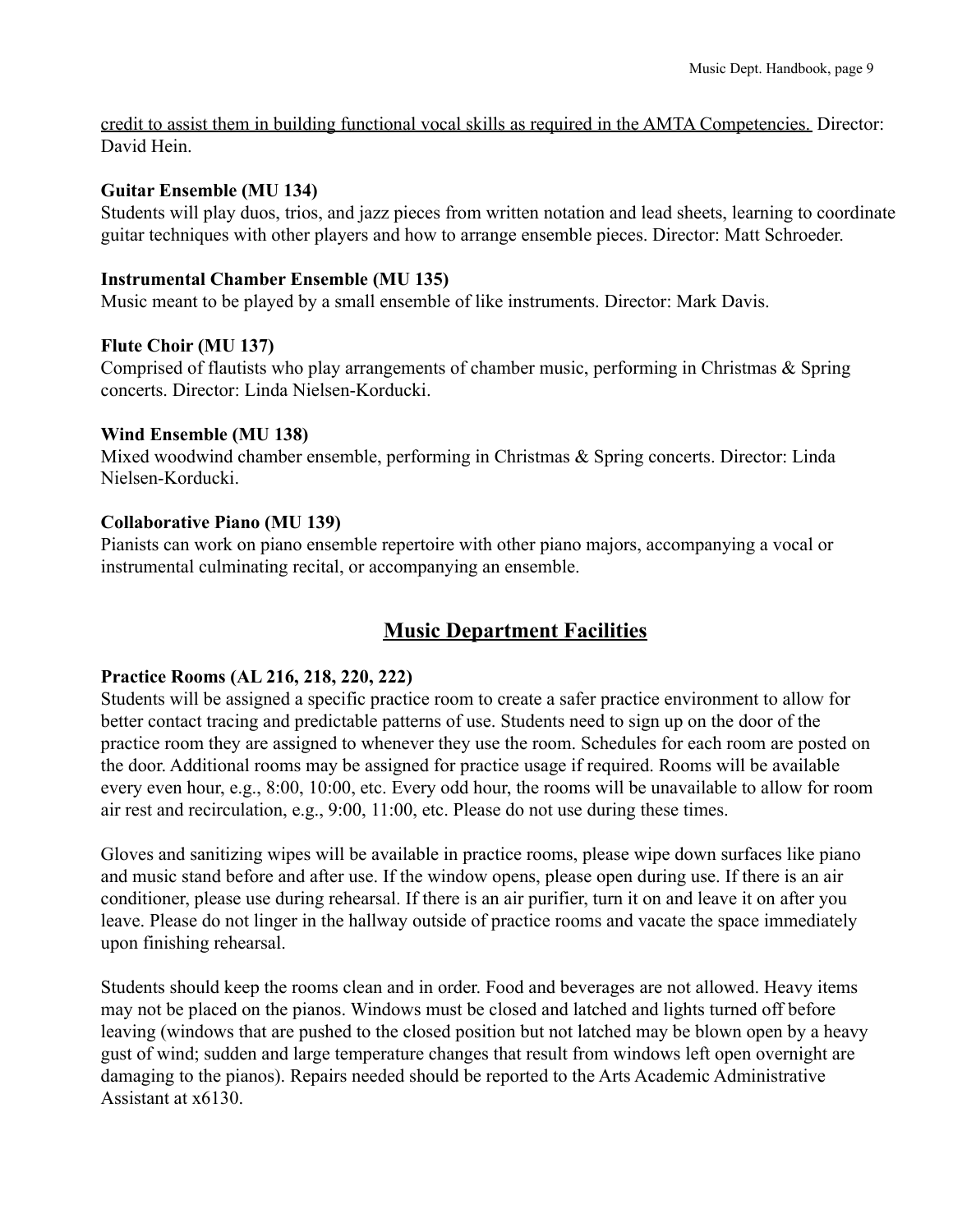<u>credit to assist them in building functional vocal skills as required in the AMTA Competencies.</u> Director: David Hein.

**Guitar Ensemble (MU 134)**
Students will play duos, trios, and jazz pieces from written notation and lead sheets, learning to coordinate guitar techniques with other players and how to arrange ensemble pieces. Director: Matt Schroeder.

**Instrumental Chamber Ensemble (MU 135)**
Music meant to be played by a small ensemble of like instruments. Director: Mark Davis.

**Flute Choir (MU 137)**
Comprised of flautists who play arrangements of chamber music, performing in Christmas & Spring concerts. Director: Linda Nielsen-Korducki.

**Wind Ensemble (MU 138)**
Mixed woodwind chamber ensemble, performing in Christmas & Spring concerts. Director: Linda Nielsen-Korducki.

**Collaborative Piano (MU 139)**
Pianists can work on piano ensemble repertoire with other piano majors, accompanying a vocal or instrumental culminating recital, or accompanying an ensemble.

## Music Department Facilities

**Practice Rooms (AL 216, 218, 220, 222)**
Students will be assigned a specific practice room to create a safer practice environment to allow for better contact tracing and predictable patterns of use. Students need to sign up on the door of the practice room they are assigned to whenever they use the room. Schedules for each room are posted on the door. Additional rooms may be assigned for practice usage if required. Rooms will be available every even hour, e.g., 8:00, 10:00, etc. Every odd hour, the rooms will be unavailable to allow for room air rest and recirculation, e.g., 9:00, 11:00, etc. Please do not use during these times.

Gloves and sanitizing wipes will be available in practice rooms, please wipe down surfaces like piano and music stand before and after use. If the window opens, please open during use. If there is an air conditioner, please use during rehearsal. If there is an air purifier, turn it on and leave it on after you leave. Please do not linger in the hallway outside of practice rooms and vacate the space immediately upon finishing rehearsal.

Students should keep the rooms clean and in order. Food and beverages are not allowed. Heavy items may not be placed on the pianos. Windows must be closed and latched and lights turned off before leaving (windows that are pushed to the closed position but not latched may be blown open by a heavy gust of wind; sudden and large temperature changes that result from windows left open overnight are damaging to the pianos). Repairs needed should be reported to the Arts Academic Administrative Assistant at x6130.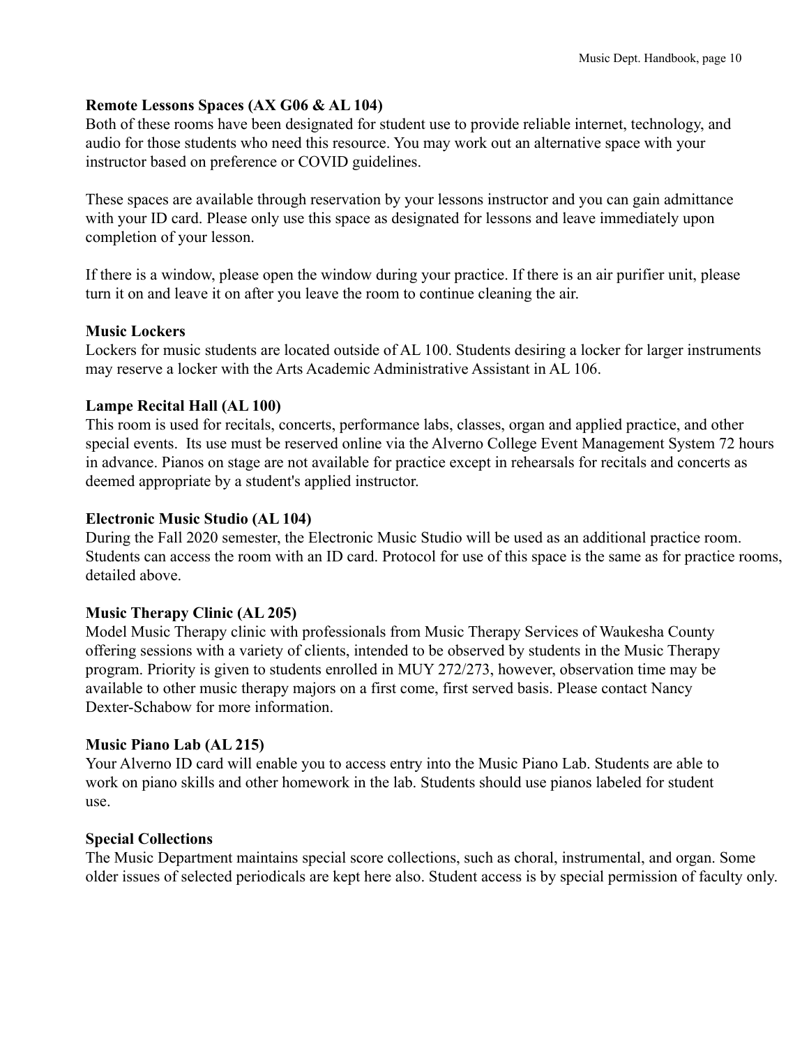### Remote Lessons Spaces (AX G06 & AL 104)

Both of these rooms have been designated for student use to provide reliable internet, technology, and audio for those students who need this resource. You may work out an alternative space with your instructor based on preference or COVID guidelines.

These spaces are available through reservation by your lessons instructor and you can gain admittance with your ID card. Please only use this space as designated for lessons and leave immediately upon completion of your lesson.

If there is a window, please open the window during your practice. If there is an air purifier unit, please turn it on and leave it on after you leave the room to continue cleaning the air.

### Music Lockers

Lockers for music students are located outside of AL 100. Students desiring a locker for larger instruments may reserve a locker with the Arts Academic Administrative Assistant in AL 106.

### Lampe Recital Hall (AL 100)

This room is used for recitals, concerts, performance labs, classes, organ and applied practice, and other special events. Its use must be reserved online via the Alverno College Event Management System 72 hours in advance. Pianos on stage are not available for practice except in rehearsals for recitals and concerts as deemed appropriate by a student's applied instructor.

### Electronic Music Studio (AL 104)

During the Fall 2020 semester, the Electronic Music Studio will be used as an additional practice room. Students can access the room with an ID card. Protocol for use of this space is the same as for practice rooms, detailed above.

### Music Therapy Clinic (AL 205)

Model Music Therapy clinic with professionals from Music Therapy Services of Waukesha County offering sessions with a variety of clients, intended to be observed by students in the Music Therapy program. Priority is given to students enrolled in MUY 272/273, however, observation time may be available to other music therapy majors on a first come, first served basis. Please contact Nancy Dexter-Schabow for more information.

### Music Piano Lab (AL 215)

Your Alverno ID card will enable you to access entry into the Music Piano Lab. Students are able to work on piano skills and other homework in the lab. Students should use pianos labeled for student use.

### Special Collections

The Music Department maintains special score collections, such as choral, instrumental, and organ. Some older issues of selected periodicals are kept here also. Student access is by special permission of faculty only.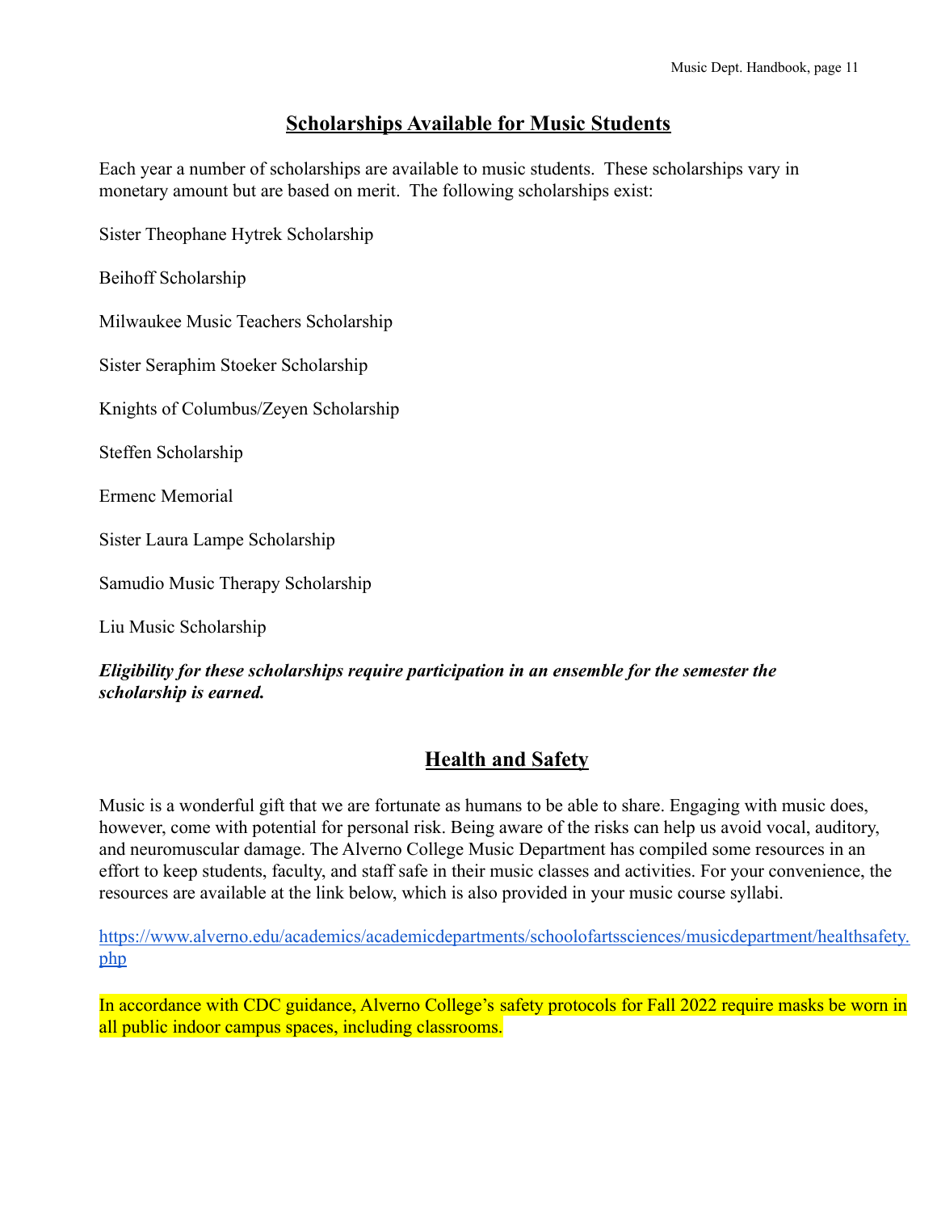## Scholarships Available for Music Students

Each year a number of scholarships are available to music students. These scholarships vary in monetary amount but are based on merit. The following scholarships exist:

Sister Theophane Hytrek Scholarship

Beihoff Scholarship

Milwaukee Music Teachers Scholarship

Sister Seraphim Stoeker Scholarship

Knights of Columbus/Zeyen Scholarship

Steffen Scholarship

Ermenc Memorial

Sister Laura Lampe Scholarship

Samudio Music Therapy Scholarship

Liu Music Scholarship

***Eligibility for these scholarships require participation in an ensemble for the semester the scholarship is earned.***

## Health and Safety

Music is a wonderful gift that we are fortunate as humans to be able to share. Engaging with music does, however, come with potential for personal risk. Being aware of the risks can help us avoid vocal, auditory, and neuromuscular damage. The Alverno College Music Department has compiled some resources in an effort to keep students, faculty, and staff safe in their music classes and activities. For your convenience, the resources are available at the link below, which is also provided in your music course syllabi.

https://www.alverno.edu/academics/academicdepartments/schoolofartssciences/musicdepartment/healthsafety.php

In accordance with CDC guidance, Alverno College's safety protocols for Fall 2022 require masks be worn in all public indoor campus spaces, including classrooms.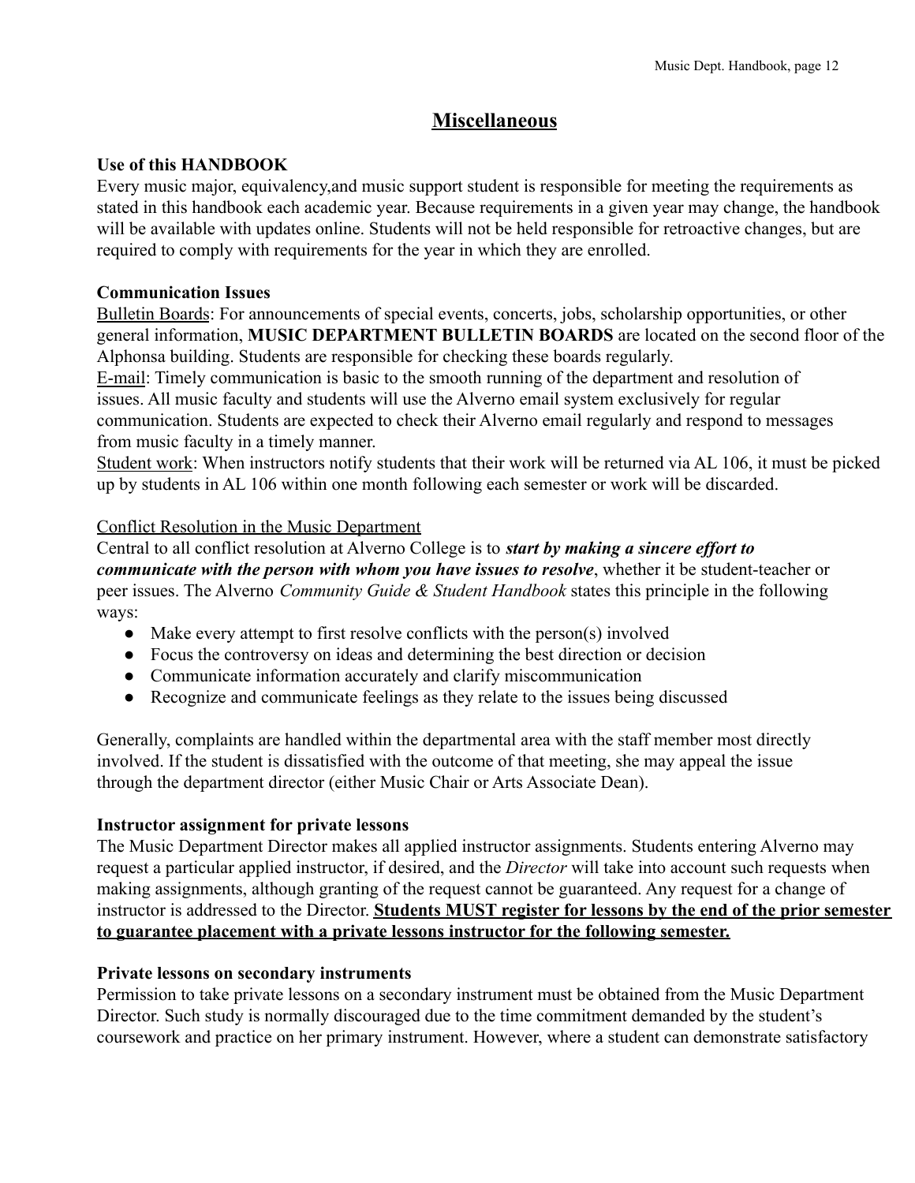## Miscellaneous

**Use of this HANDBOOK**

Every music major, equivalency,and music support student is responsible for meeting the requirements as stated in this handbook each academic year. Because requirements in a given year may change, the handbook will be available with updates online. Students will not be held responsible for retroactive changes, but are required to comply with requirements for the year in which they are enrolled.

**Communication Issues**

<u>Bulletin Boards</u>: For announcements of special events, concerts, jobs, scholarship opportunities, or other general information, **MUSIC DEPARTMENT BULLETIN BOARDS** are located on the second floor of the Alphonsa building. Students are responsible for checking these boards regularly.

<u>E-mail</u>: Timely communication is basic to the smooth running of the department and resolution of issues. All music faculty and students will use the Alverno email system exclusively for regular communication. Students are expected to check their Alverno email regularly and respond to messages from music faculty in a timely manner.

<u>Student work</u>: When instructors notify students that their work will be returned via AL 106, it must be picked up by students in AL 106 within one month following each semester or work will be discarded.

<u>Conflict Resolution in the Music Department</u>

Central to all conflict resolution at Alverno College is to ***start by making a sincere effort to communicate with the person with whom you have issues to resolve***, whether it be student-teacher or peer issues. The Alverno *Community Guide & Student Handbook* states this principle in the following ways:

- Make every attempt to first resolve conflicts with the person(s) involved
- Focus the controversy on ideas and determining the best direction or decision
- Communicate information accurately and clarify miscommunication
- Recognize and communicate feelings as they relate to the issues being discussed

Generally, complaints are handled within the departmental area with the staff member most directly involved. If the student is dissatisfied with the outcome of that meeting, she may appeal the issue through the department director (either Music Chair or Arts Associate Dean).

**Instructor assignment for private lessons**

The Music Department Director makes all applied instructor assignments. Students entering Alverno may request a particular applied instructor, if desired, and the *Director* will take into account such requests when making assignments, although granting of the request cannot be guaranteed. Any request for a change of instructor is addressed to the Director. **<u>Students MUST register for lessons by the end of the prior semester to guarantee placement with a private lessons instructor for the following semester.</u>**

**Private lessons on secondary instruments**

Permission to take private lessons on a secondary instrument must be obtained from the Music Department Director. Such study is normally discouraged due to the time commitment demanded by the student's coursework and practice on her primary instrument. However, where a student can demonstrate satisfactory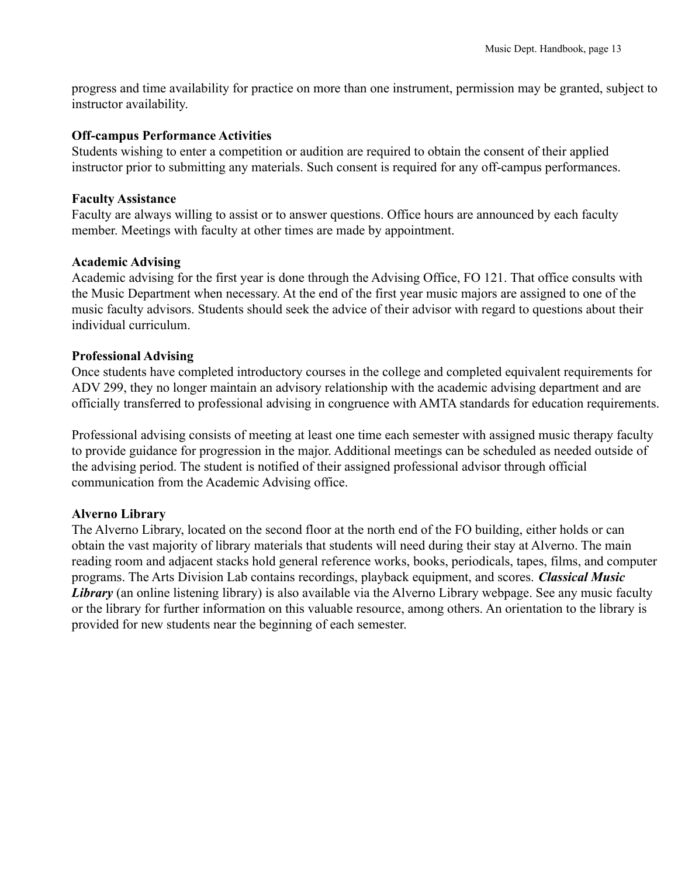progress and time availability for practice on more than one instrument, permission may be granted, subject to instructor availability.

**Off-campus Performance Activities**

Students wishing to enter a competition or audition are required to obtain the consent of their applied instructor prior to submitting any materials. Such consent is required for any off-campus performances.

**Faculty Assistance**

Faculty are always willing to assist or to answer questions. Office hours are announced by each faculty member. Meetings with faculty at other times are made by appointment.

**Academic Advising**

Academic advising for the first year is done through the Advising Office, FO 121. That office consults with the Music Department when necessary. At the end of the first year music majors are assigned to one of the music faculty advisors. Students should seek the advice of their advisor with regard to questions about their individual curriculum.

**Professional Advising**

Once students have completed introductory courses in the college and completed equivalent requirements for ADV 299, they no longer maintain an advisory relationship with the academic advising department and are officially transferred to professional advising in congruence with AMTA standards for education requirements.

Professional advising consists of meeting at least one time each semester with assigned music therapy faculty to provide guidance for progression in the major. Additional meetings can be scheduled as needed outside of the advising period. The student is notified of their assigned professional advisor through official communication from the Academic Advising office.

**Alverno Library**

The Alverno Library, located on the second floor at the north end of the FO building, either holds or can obtain the vast majority of library materials that students will need during their stay at Alverno. The main reading room and adjacent stacks hold general reference works, books, periodicals, tapes, films, and computer programs. The Arts Division Lab contains recordings, playback equipment, and scores. ***Classical Music Library*** (an online listening library) is also available via the Alverno Library webpage. See any music faculty or the library for further information on this valuable resource, among others. An orientation to the library is provided for new students near the beginning of each semester.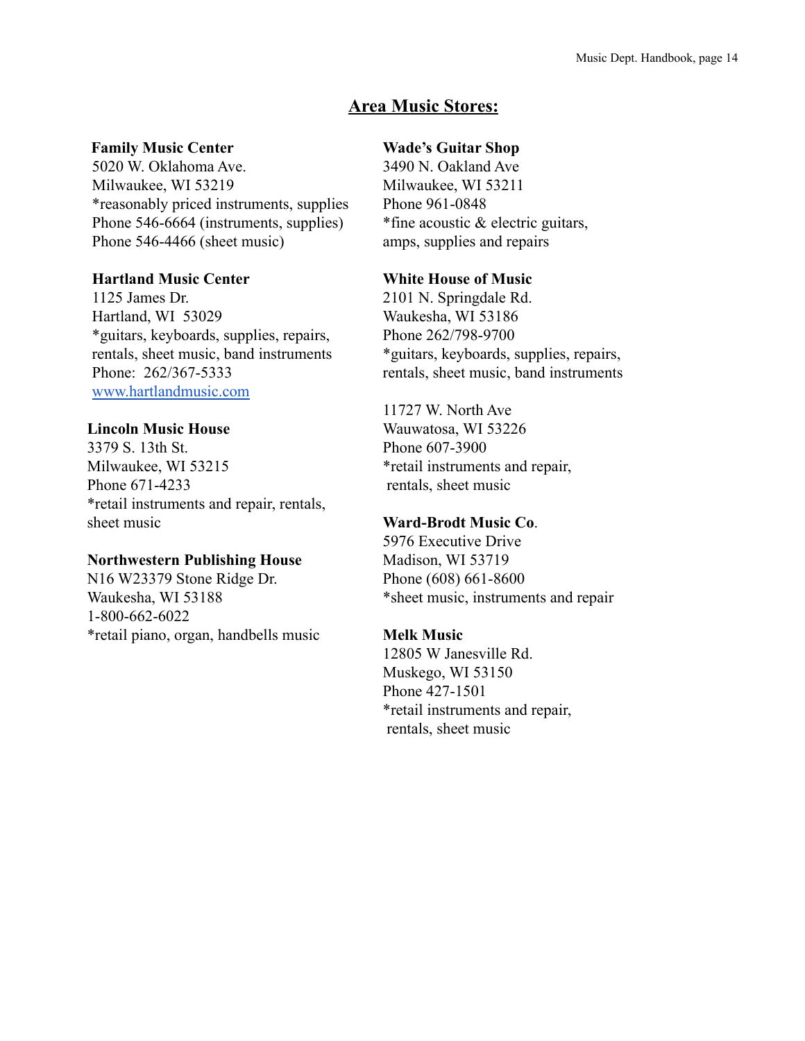## Area Music Stores:

**Family Music Center**
5020 W. Oklahoma Ave.
Milwaukee, WI 53219
*reasonably priced instruments, supplies
Phone 546-6664 (instruments, supplies)
Phone 546-4466 (sheet music)

**Hartland Music Center**
1125 James Dr.
Hartland, WI 53029
*guitars, keyboards, supplies, repairs, rentals, sheet music, band instruments
Phone: 262/367-5333
[www.hartlandmusic.com](http://www.hartlandmusic.com)

**Lincoln Music House**
3379 S. 13th St.
Milwaukee, WI 53215
Phone 671-4233
*retail instruments and repair, rentals, sheet music

**Northwestern Publishing House**
N16 W23379 Stone Ridge Dr.
Waukesha, WI 53188
1-800-662-6022
*retail piano, organ, handbells music

**Wade's Guitar Shop**
3490 N. Oakland Ave
Milwaukee, WI 53211
Phone 961-0848
*fine acoustic & electric guitars, amps, supplies and repairs

**White House of Music**
2101 N. Springdale Rd.
Waukesha, WI 53186
Phone 262/798-9700
*guitars, keyboards, supplies, repairs, rentals, sheet music, band instruments

11727 W. North Ave
Wauwatosa, WI 53226
Phone 607-3900
*retail instruments and repair, rentals, sheet music

**Ward-Brodt Music Co**.
5976 Executive Drive
Madison, WI 53719
Phone (608) 661-8600
*sheet music, instruments and repair

**Melk Music**
12805 W Janesville Rd.
Muskego, WI 53150
Phone 427-1501
*retail instruments and repair, rentals, sheet music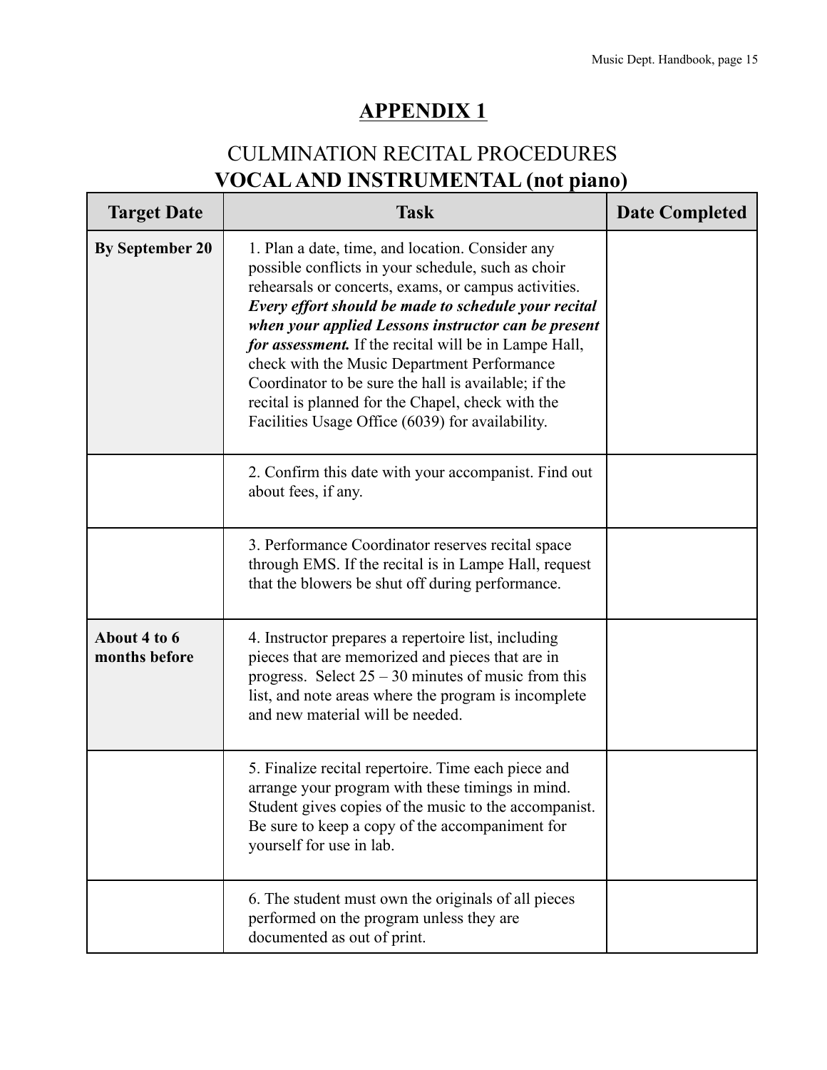# APPENDIX 1

## CULMINATION RECITAL PROCEDURES
## VOCAL AND INSTRUMENTAL (not piano)

| Target Date | Task | Date Completed |
|---|---|---|
| **By September 20** | 1. Plan a date, time, and location. Consider any possible conflicts in your schedule, such as choir rehearsals or concerts, exams, or campus activities. ***Every effort should be made to schedule your recital when your applied Lessons instructor can be present for assessment.*** If the recital will be in Lampe Hall, check with the Music Department Performance Coordinator to be sure the hall is available; if the recital is planned for the Chapel, check with the Facilities Usage Office (6039) for availability. | |
| | 2. Confirm this date with your accompanist. Find out about fees, if any. | |
| | 3. Performance Coordinator reserves recital space through EMS. If the recital is in Lampe Hall, request that the blowers be shut off during performance. | |
| **About 4 to 6 months before** | 4. Instructor prepares a repertoire list, including pieces that are memorized and pieces that are in progress. Select 25 – 30 minutes of music from this list, and note areas where the program is incomplete and new material will be needed. | |
| | 5. Finalize recital repertoire. Time each piece and arrange your program with these timings in mind. Student gives copies of the music to the accompanist. Be sure to keep a copy of the accompaniment for yourself for use in lab. | |
| | 6. The student must own the originals of all pieces performed on the program unless they are documented as out of print. | |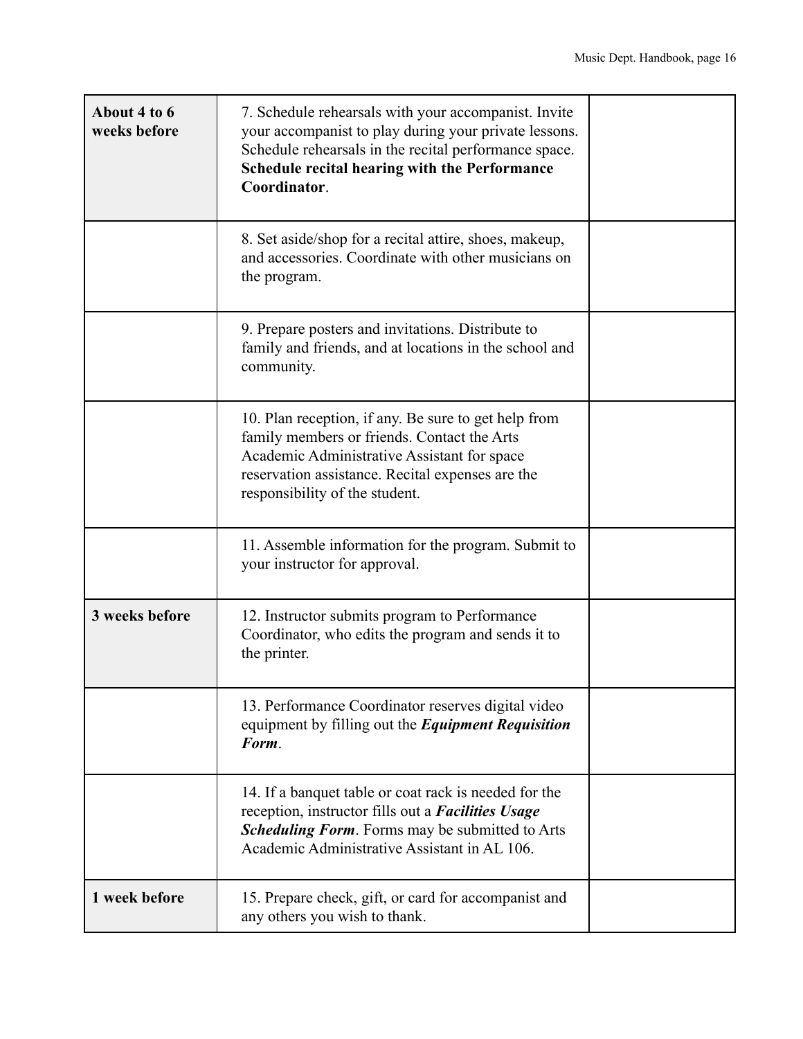| | | |
|---|---|---|
| **About 4 to 6 weeks before** | 7. Schedule rehearsals with your accompanist. Invite your accompanist to play during your private lessons. Schedule rehearsals in the recital performance space. **Schedule recital hearing with the Performance Coordinator**. | |
| | 8. Set aside/shop for a recital attire, shoes, makeup, and accessories. Coordinate with other musicians on the program. | |
| | 9. Prepare posters and invitations. Distribute to family and friends, and at locations in the school and community. | |
| | 10. Plan reception, if any. Be sure to get help from family members or friends. Contact the Arts Academic Administrative Assistant for space reservation assistance. Recital expenses are the responsibility of the student. | |
| | 11. Assemble information for the program. Submit to your instructor for approval. | |
| **3 weeks before** | 12. Instructor submits program to Performance Coordinator, who edits the program and sends it to the printer. | |
| | 13. Performance Coordinator reserves digital video equipment by filling out the ***Equipment Requisition Form***. | |
| | 14. If a banquet table or coat rack is needed for the reception, instructor fills out a ***Facilities Usage Scheduling Form***. Forms may be submitted to Arts Academic Administrative Assistant in AL 106. | |
| **1 week before** | 15. Prepare check, gift, or card for accompanist and any others you wish to thank. | |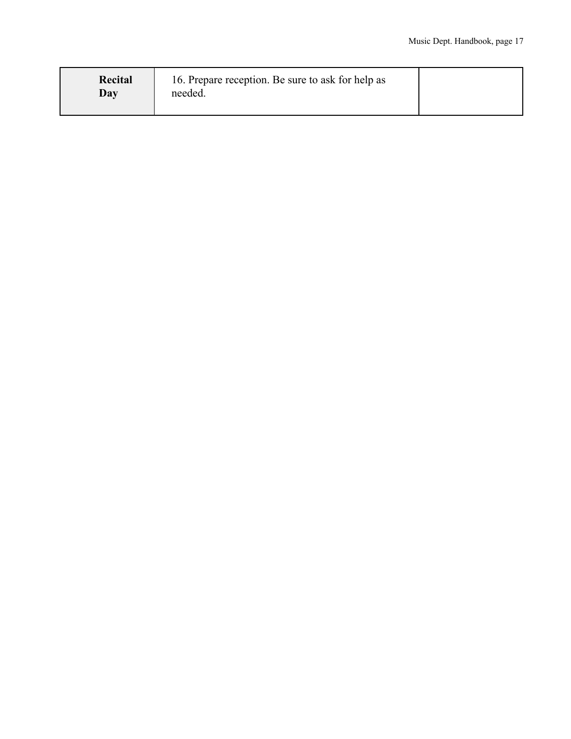| | | |
|---|---|---|
| **Recital Day** | 16. Prepare reception. Be sure to ask for help as needed. | |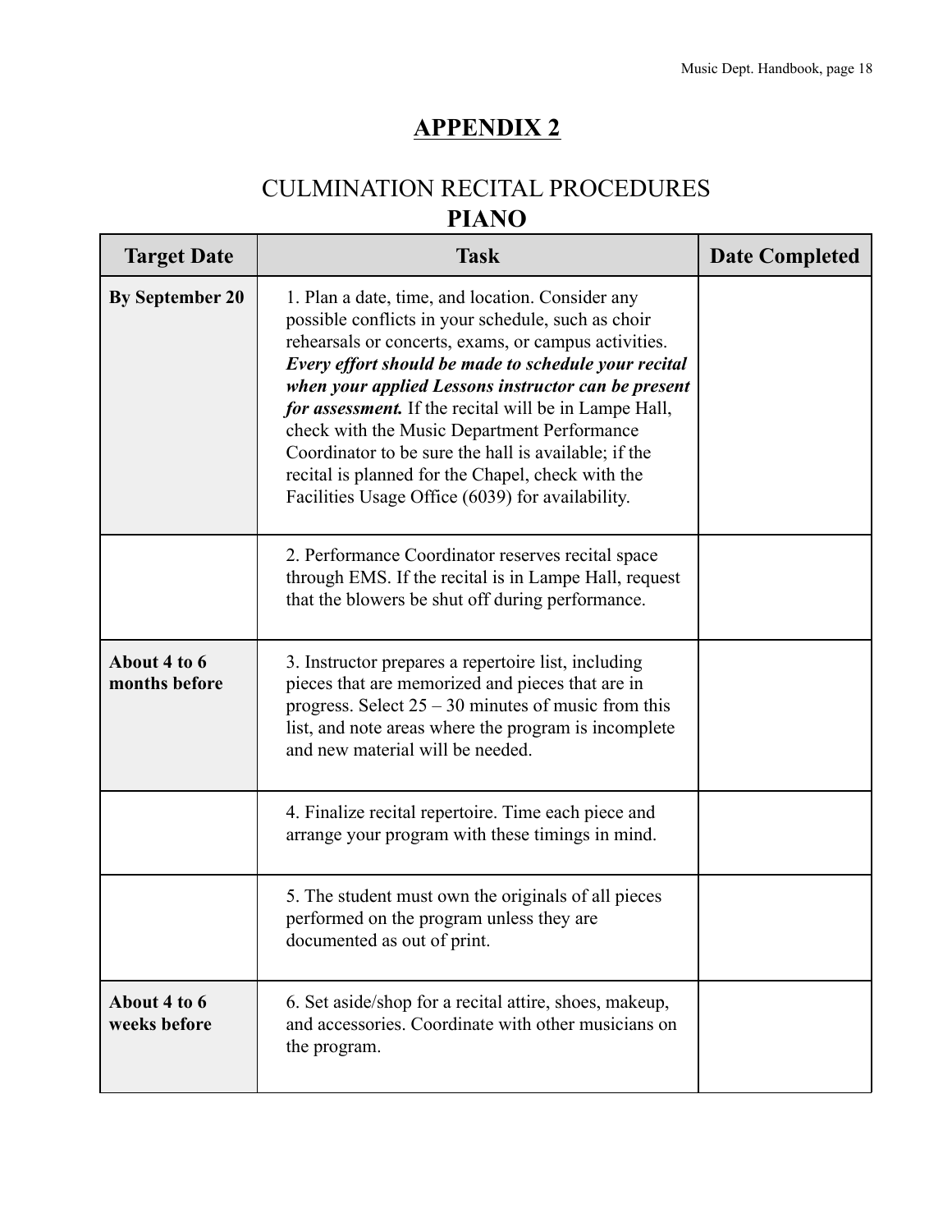## APPENDIX 2

### CULMINATION RECITAL PROCEDURES

### PIANO

| Target Date | Task | Date Completed |
|---|---|---|
| **By September 20** | 1. Plan a date, time, and location. Consider any possible conflicts in your schedule, such as choir rehearsals or concerts, exams, or campus activities. ***Every effort should be made to schedule your recital when your applied Lessons instructor can be present for assessment.*** If the recital will be in Lampe Hall, check with the Music Department Performance Coordinator to be sure the hall is available; if the recital is planned for the Chapel, check with the Facilities Usage Office (6039) for availability. | |
| | 2. Performance Coordinator reserves recital space through EMS. If the recital is in Lampe Hall, request that the blowers be shut off during performance. | |
| **About 4 to 6 months before** | 3. Instructor prepares a repertoire list, including pieces that are memorized and pieces that are in progress. Select 25 – 30 minutes of music from this list, and note areas where the program is incomplete and new material will be needed. | |
| | 4. Finalize recital repertoire. Time each piece and arrange your program with these timings in mind. | |
| | 5. The student must own the originals of all pieces performed on the program unless they are documented as out of print. | |
| **About 4 to 6 weeks before** | 6. Set aside/shop for a recital attire, shoes, makeup, and accessories. Coordinate with other musicians on the program. | |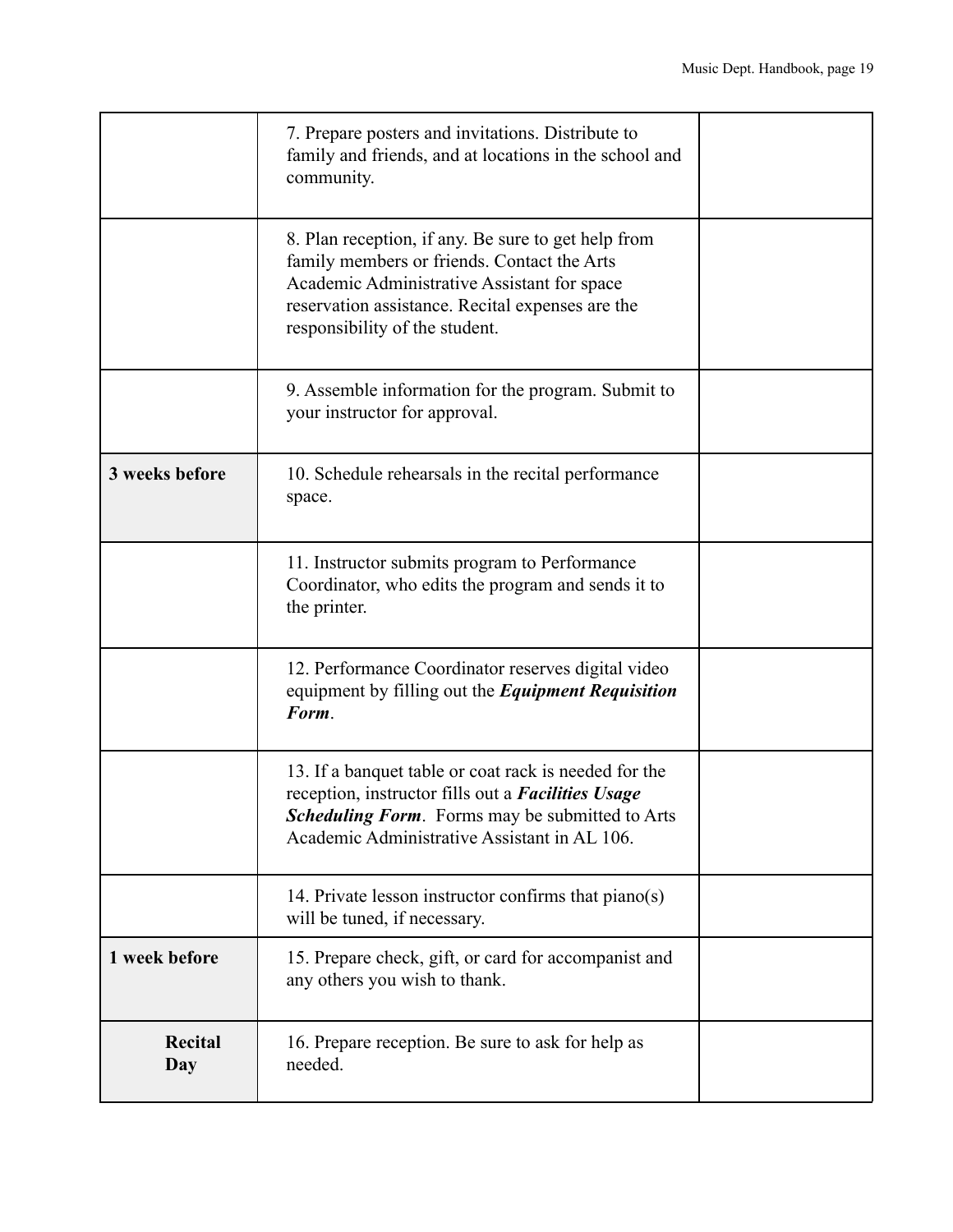| | | |
|---|---|---|
| | 7. Prepare posters and invitations. Distribute to family and friends, and at locations in the school and community. | |
| | 8. Plan reception, if any. Be sure to get help from family members or friends. Contact the Arts Academic Administrative Assistant for space reservation assistance. Recital expenses are the responsibility of the student. | |
| | 9. Assemble information for the program. Submit to your instructor for approval. | |
| **3 weeks before** | 10. Schedule rehearsals in the recital performance space. | |
| | 11. Instructor submits program to Performance Coordinator, who edits the program and sends it to the printer. | |
| | 12. Performance Coordinator reserves digital video equipment by filling out the ***Equipment Requisition Form***. | |
| | 13. If a banquet table or coat rack is needed for the reception, instructor fills out a ***Facilities Usage Scheduling Form***. Forms may be submitted to Arts Academic Administrative Assistant in AL 106. | |
| | 14. Private lesson instructor confirms that piano(s) will be tuned, if necessary. | |
| **1 week before** | 15. Prepare check, gift, or card for accompanist and any others you wish to thank. | |
| **Recital Day** | 16. Prepare reception. Be sure to ask for help as needed. | |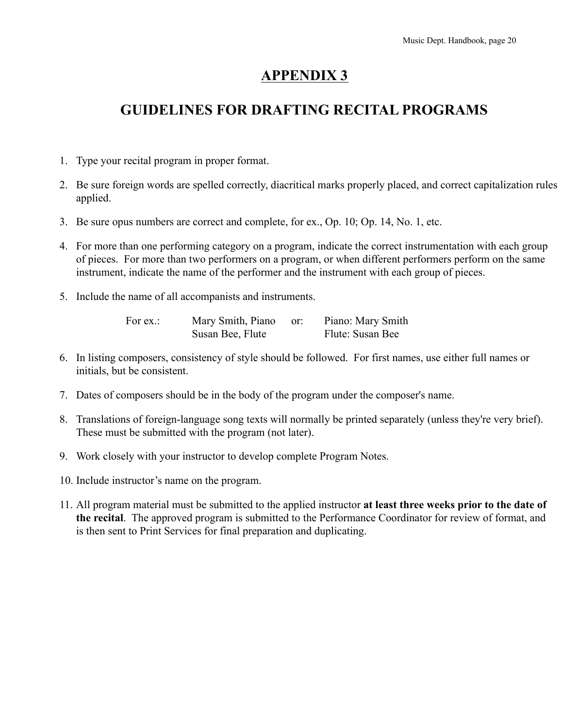# APPENDIX 3

# GUIDELINES FOR DRAFTING RECITAL PROGRAMS

1. Type your recital program in proper format.
2. Be sure foreign words are spelled correctly, diacritical marks properly placed, and correct capitalization rules applied.
3. Be sure opus numbers are correct and complete, for ex., Op. 10; Op. 14, No. 1, etc.
4. For more than one performing category on a program, indicate the correct instrumentation with each group of pieces. For more than two performers on a program, or when different performers perform on the same instrument, indicate the name of the performer and the instrument with each group of pieces.
5. Include the name of all accompanists and instruments.

   For ex.: Mary Smith, Piano or: Piano: Mary Smith
   Susan Bee, Flute Flute: Susan Bee

6. In listing composers, consistency of style should be followed. For first names, use either full names or initials, but be consistent.
7. Dates of composers should be in the body of the program under the composer's name.
8. Translations of foreign-language song texts will normally be printed separately (unless they're very brief). These must be submitted with the program (not later).
9. Work closely with your instructor to develop complete Program Notes.
10. Include instructor's name on the program.
11. All program material must be submitted to the applied instructor **at least three weeks prior to the date of the recital**. The approved program is submitted to the Performance Coordinator for review of format, and is then sent to Print Services for final preparation and duplicating.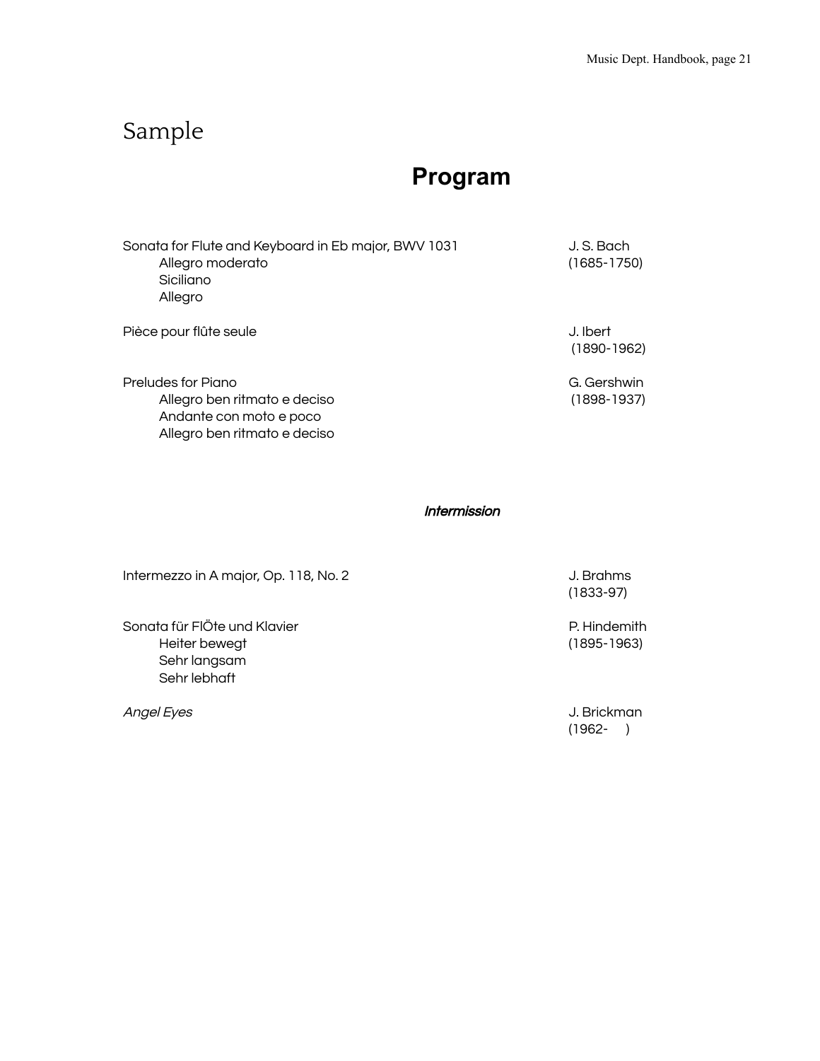Sample

# Program

| | |
|---|---|
| Sonata for Flute and Keyboard in Eb major, BWV 1031 | J. S. Bach |
| Allegro moderato | (1685-1750) |
| Siciliano | |
| Allegro | |
| | |
| Pièce pour flûte seule | J. Ibert |
| | (1890-1962) |
| | |
| Preludes for Piano | G. Gershwin |
| Allegro ben ritmato e deciso | (1898-1937) |
| Andante con moto e poco | |
| Allegro ben ritmato e deciso | |

***Intermission***

| | |
|---|---|
| Intermezzo in A major, Op. 118, No. 2 | J. Brahms |
| | (1833-97) |
| | |
| Sonata für FlÖte und Klavier | P. Hindemith |
| Heiter bewegt | (1895-1963) |
| Sehr langsam | |
| Sehr lebhaft | |
| | |
| *Angel Eyes* | J. Brickman |
| | (1962- ) |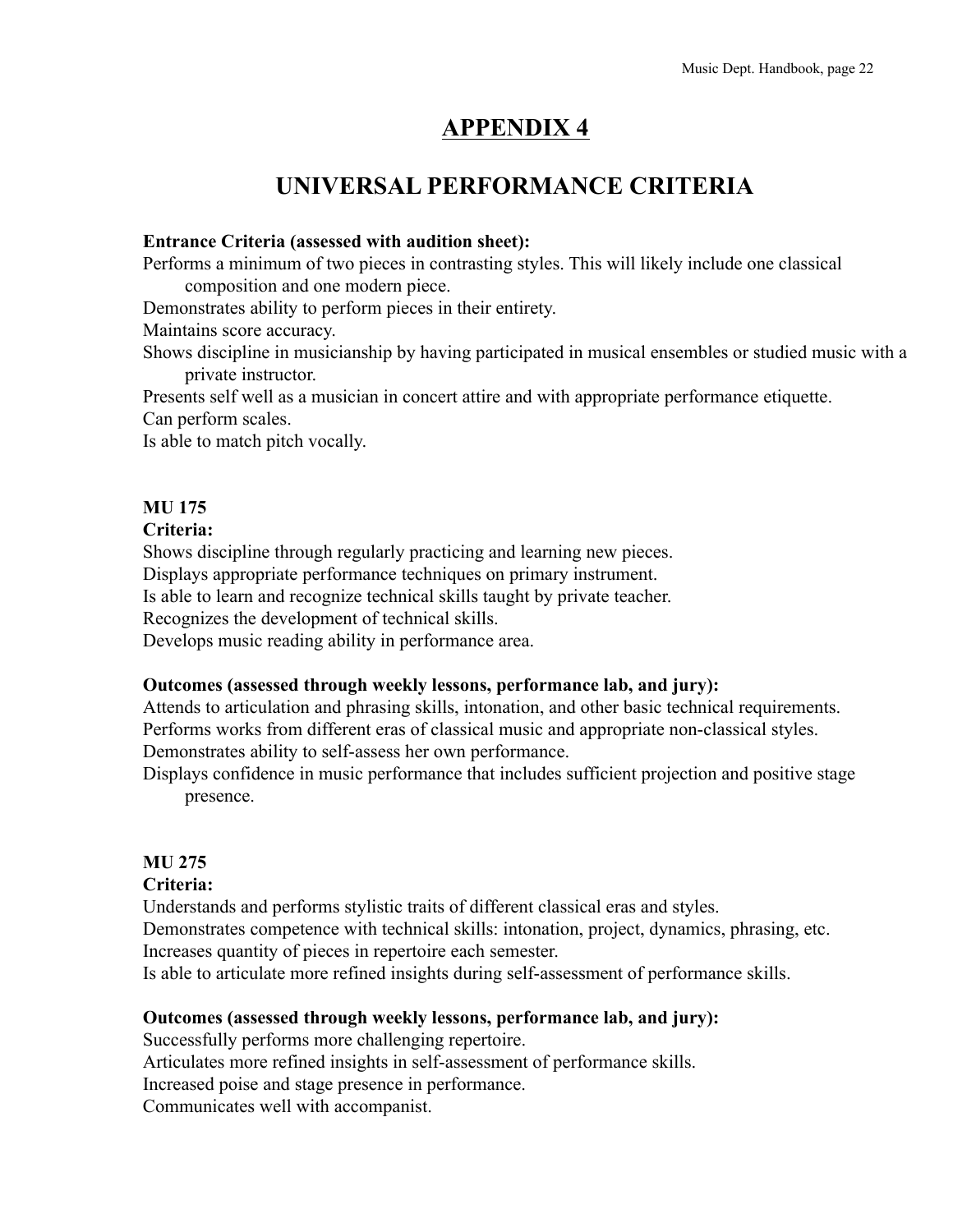# APPENDIX 4

## UNIVERSAL PERFORMANCE CRITERIA

**Entrance Criteria (assessed with audition sheet):**

Performs a minimum of two pieces in contrasting styles. This will likely include one classical composition and one modern piece.

Demonstrates ability to perform pieces in their entirety.

Maintains score accuracy.

Shows discipline in musicianship by having participated in musical ensembles or studied music with a private instructor.

Presents self well as a musician in concert attire and with appropriate performance etiquette.

Can perform scales.

Is able to match pitch vocally.

**MU 175**

**Criteria:**

Shows discipline through regularly practicing and learning new pieces.

Displays appropriate performance techniques on primary instrument.

Is able to learn and recognize technical skills taught by private teacher.

Recognizes the development of technical skills.

Develops music reading ability in performance area.

**Outcomes (assessed through weekly lessons, performance lab, and jury):**

Attends to articulation and phrasing skills, intonation, and other basic technical requirements.

Performs works from different eras of classical music and appropriate non-classical styles.

Demonstrates ability to self-assess her own performance.

Displays confidence in music performance that includes sufficient projection and positive stage presence.

**MU 275**

**Criteria:**

Understands and performs stylistic traits of different classical eras and styles.

Demonstrates competence with technical skills: intonation, project, dynamics, phrasing, etc.

Increases quantity of pieces in repertoire each semester.

Is able to articulate more refined insights during self-assessment of performance skills.

**Outcomes (assessed through weekly lessons, performance lab, and jury):**

Successfully performs more challenging repertoire.

Articulates more refined insights in self-assessment of performance skills.

Increased poise and stage presence in performance.

Communicates well with accompanist.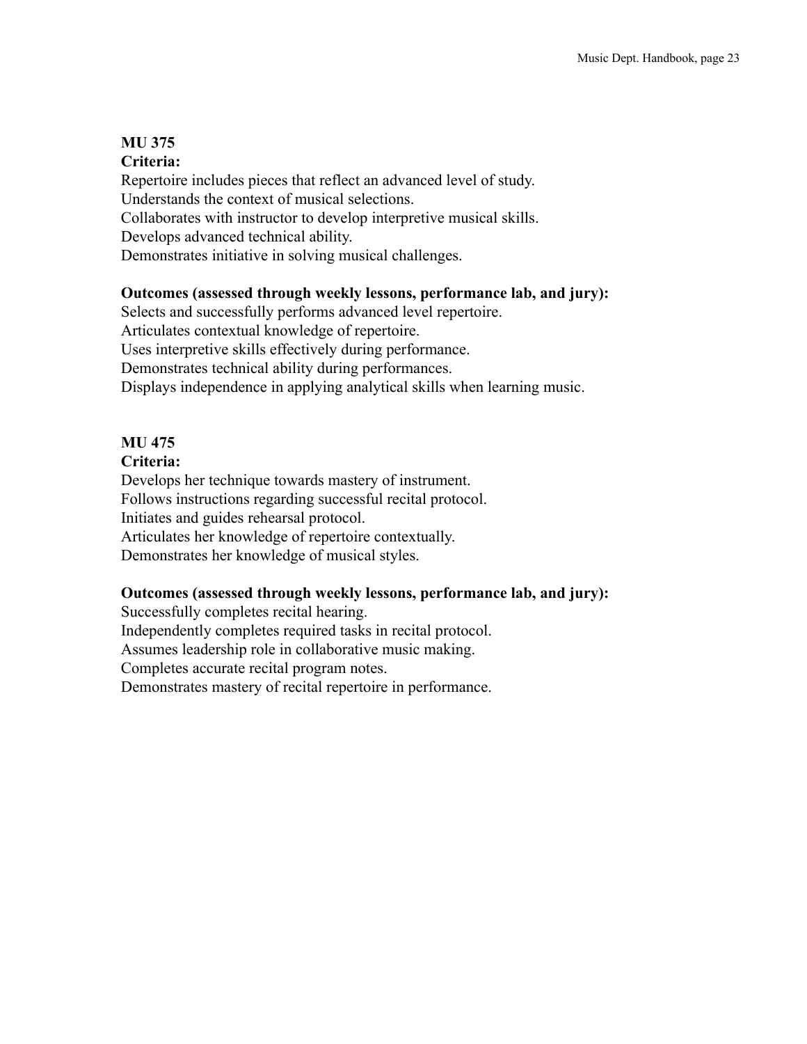**MU 375**

**Criteria:**

Repertoire includes pieces that reflect an advanced level of study.
Understands the context of musical selections.
Collaborates with instructor to develop interpretive musical skills.
Develops advanced technical ability.
Demonstrates initiative in solving musical challenges.

**Outcomes (assessed through weekly lessons, performance lab, and jury):**

Selects and successfully performs advanced level repertoire.
Articulates contextual knowledge of repertoire.
Uses interpretive skills effectively during performance.
Demonstrates technical ability during performances.
Displays independence in applying analytical skills when learning music.

**MU 475**

**Criteria:**

Develops her technique towards mastery of instrument.
Follows instructions regarding successful recital protocol.
Initiates and guides rehearsal protocol.
Articulates her knowledge of repertoire contextually.
Demonstrates her knowledge of musical styles.

**Outcomes (assessed through weekly lessons, performance lab, and jury):**

Successfully completes recital hearing.
Independently completes required tasks in recital protocol.
Assumes leadership role in collaborative music making.
Completes accurate recital program notes.
Demonstrates mastery of recital repertoire in performance.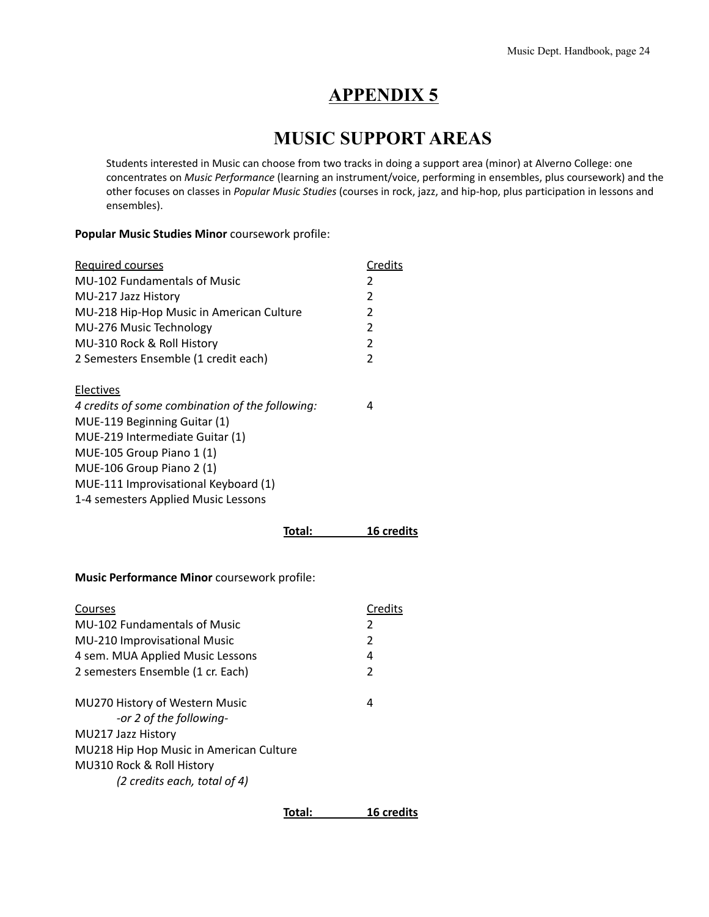# APPENDIX 5

# MUSIC SUPPORT AREAS

Students interested in Music can choose from two tracks in doing a support area (minor) at Alverno College: one concentrates on *Music Performance* (learning an instrument/voice, performing in ensembles, plus coursework) and the other focuses on classes in *Popular Music Studies* (courses in rock, jazz, and hip-hop, plus participation in lessons and ensembles).

**Popular Music Studies Minor** coursework profile:

| Required courses | Credits |
| --- | --- |
| MU-102 Fundamentals of Music | 2 |
| MU-217 Jazz History | 2 |
| MU-218 Hip-Hop Music in American Culture | 2 |
| MU-276 Music Technology | 2 |
| MU-310 Rock & Roll History | 2 |
| 2 Semesters Ensemble (1 credit each) | 2 |
| Electives | |
| *4 credits of some combination of the following:* | 4 |
| MUE-119 Beginning Guitar (1) | |
| MUE-219 Intermediate Guitar (1) | |
| MUE-105 Group Piano 1 (1) | |
| MUE-106 Group Piano 2 (1) | |
| MUE-111 Improvisational Keyboard (1) | |
| 1-4 semesters Applied Music Lessons | |
| **Total:** | **16 credits** |

**Music Performance Minor** coursework profile:

| Courses | Credits |
| --- | --- |
| MU-102 Fundamentals of Music | 2 |
| MU-210 Improvisational Music | 2 |
| 4 sem. MUA Applied Music Lessons | 4 |
| 2 semesters Ensemble (1 cr. Each) | 2 |
| MU270 History of Western Music | 4 |
| *-or 2 of the following-* | |
| MU217 Jazz History | |
| MU218 Hip Hop Music in American Culture | |
| MU310 Rock & Roll History | |
| *(2 credits each, total of 4)* | |
| **Total:** | **16 credits** |